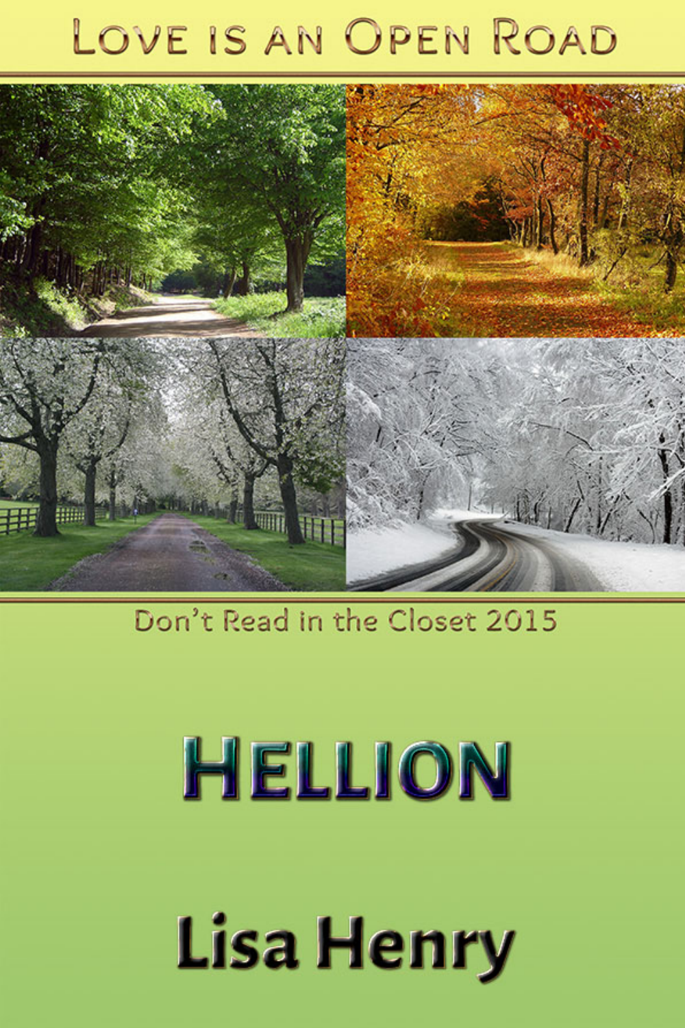Love is an Open Road

Don't Read in the Closet 2015

# Hellion

Lisa Henry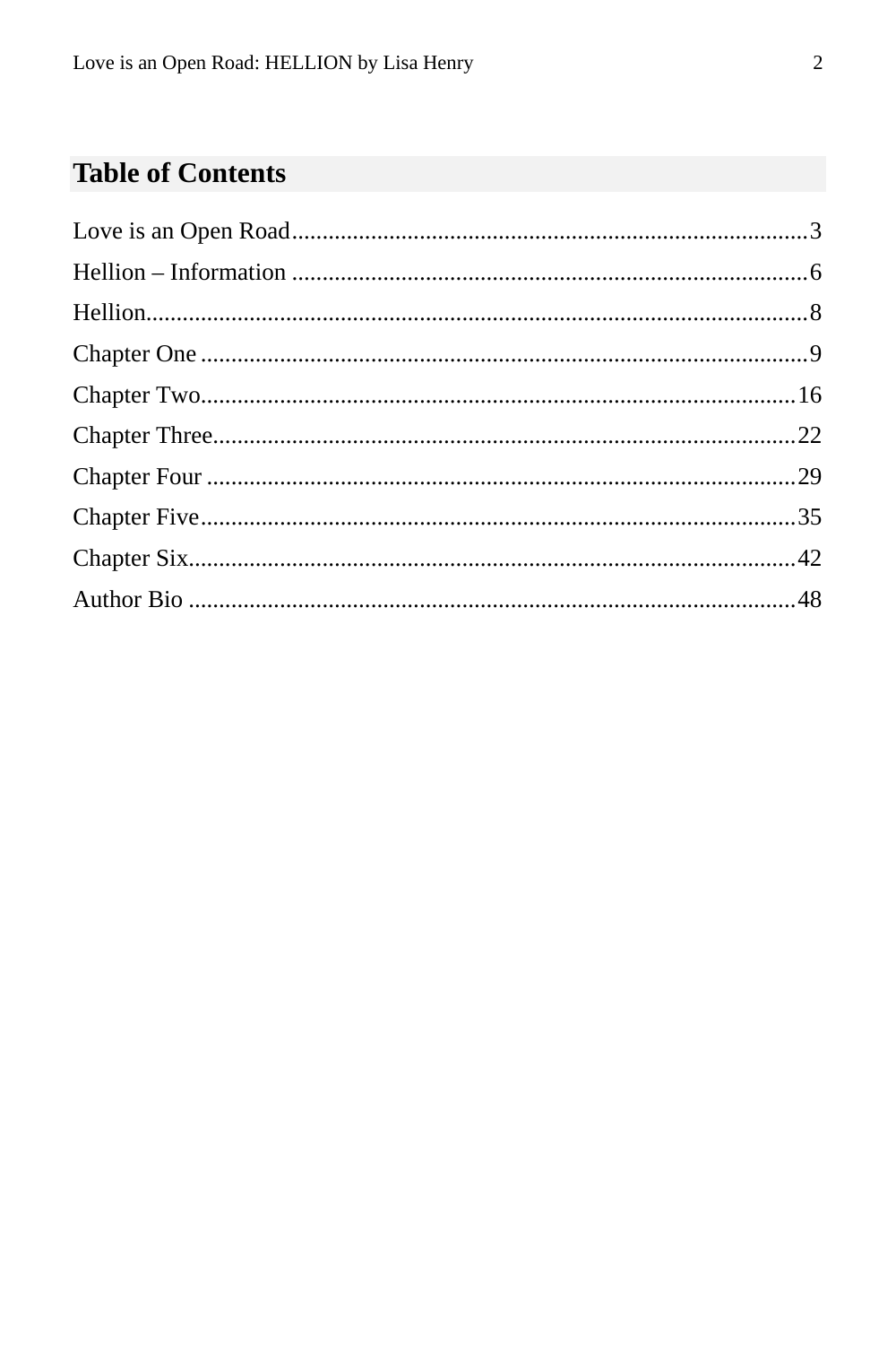## Table of Contents

Love is an Open Road....................................................................................3
Hellion – Information ....................................................................................6
Hellion...........................................................................................................8
Chapter One ..................................................................................................9
Chapter Two.................................................................................................16
Chapter Three...............................................................................................22
Chapter Four ................................................................................................29
Chapter Five.................................................................................................35
Chapter Six...................................................................................................42
Author Bio ...................................................................................................48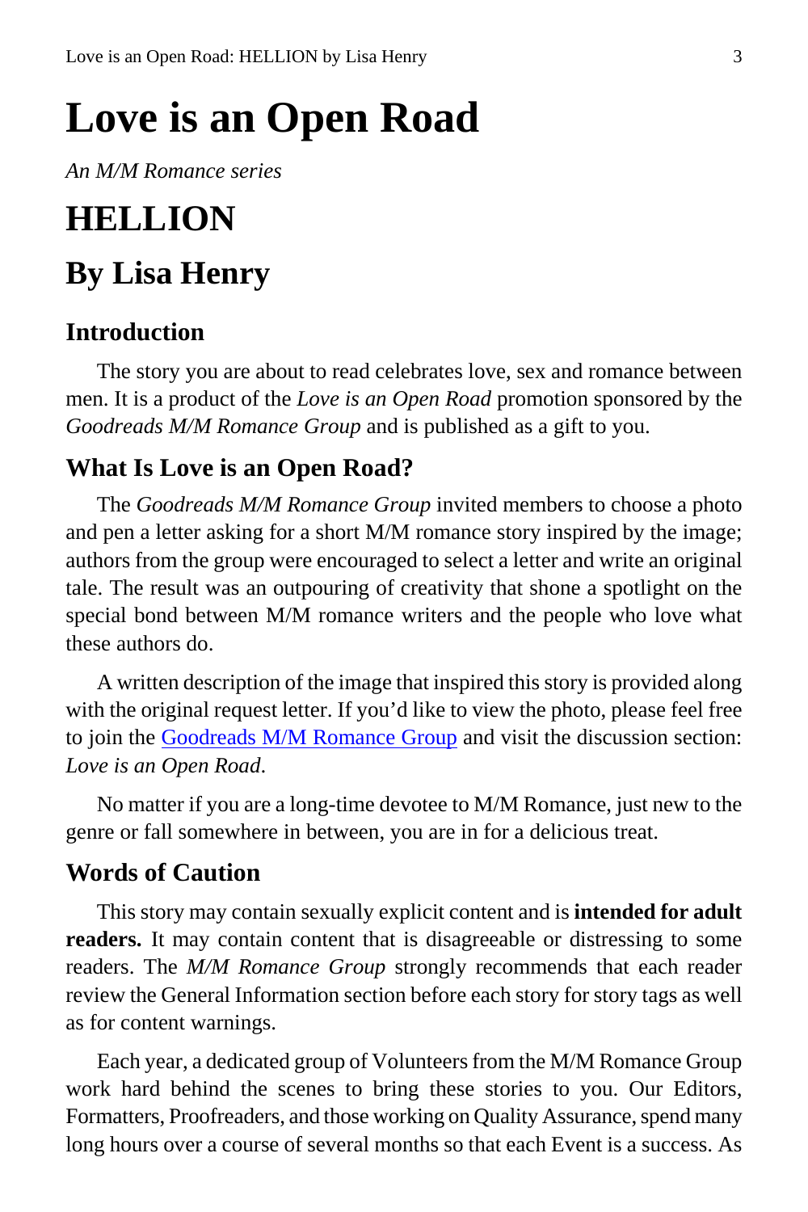# Love is an Open Road

*An M/M Romance series*

# HELLION

# By Lisa Henry

## Introduction

The story you are about to read celebrates love, sex and romance between men. It is a product of the *Love is an Open Road* promotion sponsored by the *Goodreads M/M Romance Group* and is published as a gift to you.

## What Is Love is an Open Road?

The *Goodreads M/M Romance Group* invited members to choose a photo and pen a letter asking for a short M/M romance story inspired by the image; authors from the group were encouraged to select a letter and write an original tale. The result was an outpouring of creativity that shone a spotlight on the special bond between M/M romance writers and the people who love what these authors do.

A written description of the image that inspired this story is provided along with the original request letter. If you'd like to view the photo, please feel free to join the Goodreads M/M Romance Group and visit the discussion section: *Love is an Open Road*.

No matter if you are a long-time devotee to M/M Romance, just new to the genre or fall somewhere in between, you are in for a delicious treat.

## Words of Caution

This story may contain sexually explicit content and is **intended for adult readers.** It may contain content that is disagreeable or distressing to some readers. The *M/M Romance Group* strongly recommends that each reader review the General Information section before each story for story tags as well as for content warnings.

Each year, a dedicated group of Volunteers from the M/M Romance Group work hard behind the scenes to bring these stories to you. Our Editors, Formatters, Proofreaders, and those working on Quality Assurance, spend many long hours over a course of several months so that each Event is a success. As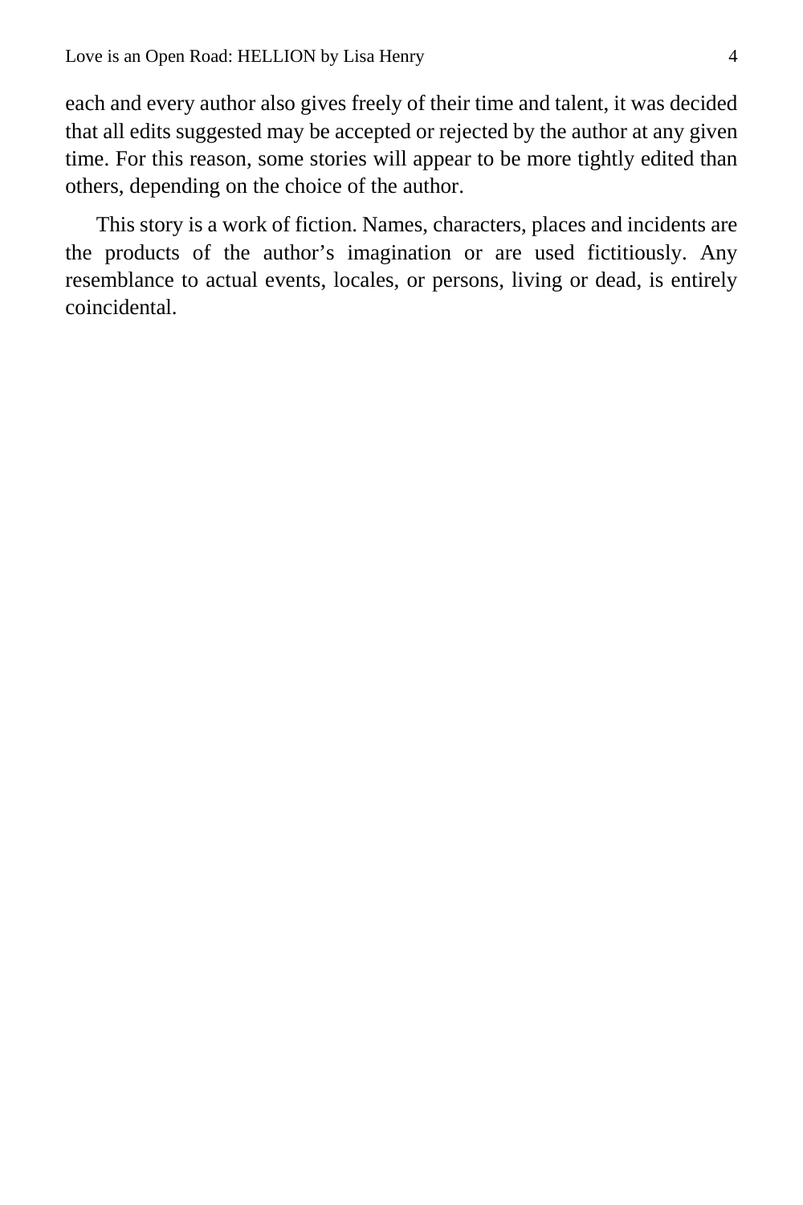each and every author also gives freely of their time and talent, it was decided that all edits suggested may be accepted or rejected by the author at any given time. For this reason, some stories will appear to be more tightly edited than others, depending on the choice of the author.

This story is a work of fiction. Names, characters, places and incidents are the products of the author's imagination or are used fictitiously. Any resemblance to actual events, locales, or persons, living or dead, is entirely coincidental.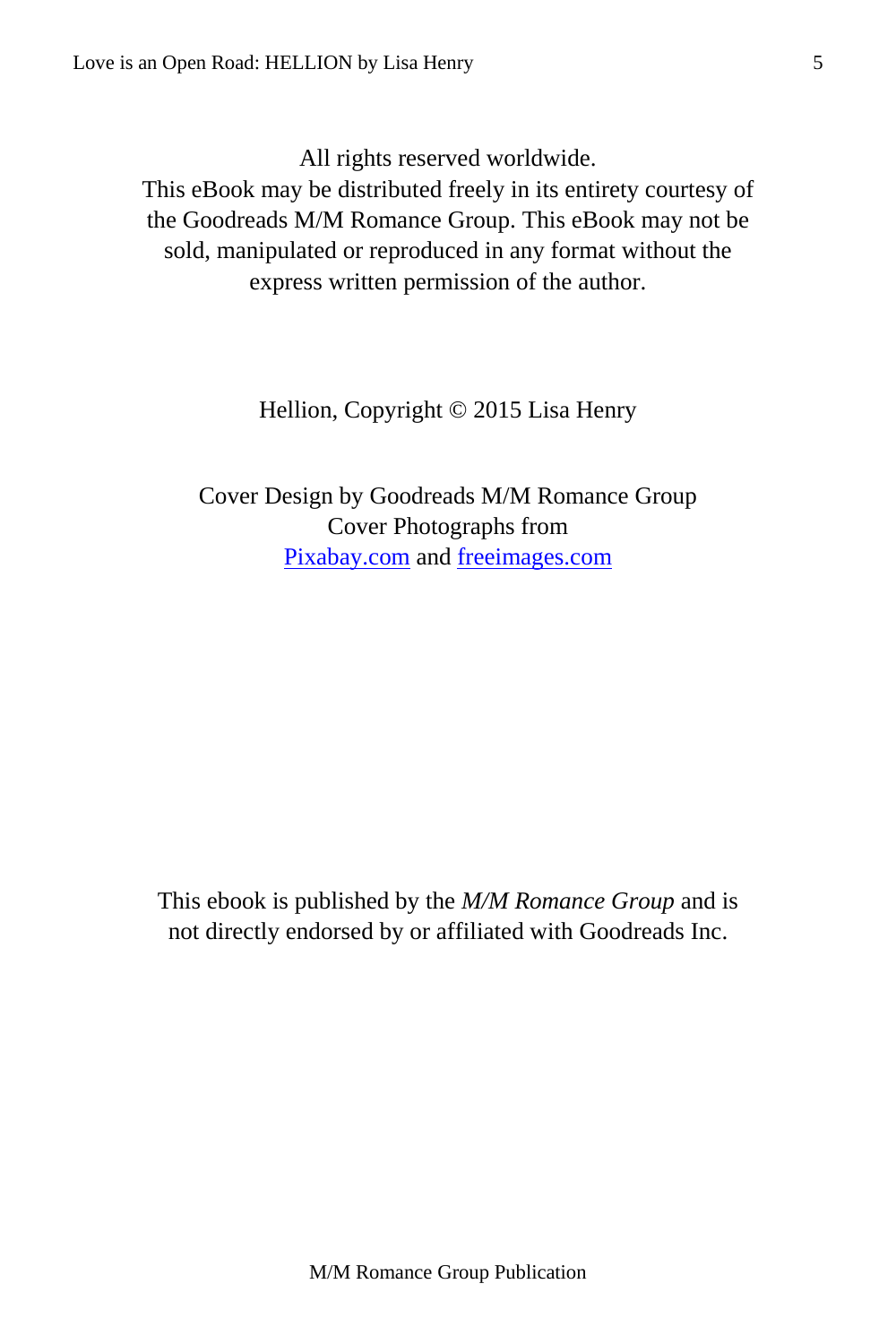All rights reserved worldwide.
This eBook may be distributed freely in its entirety courtesy of the Goodreads M/M Romance Group. This eBook may not be sold, manipulated or reproduced in any format without the express written permission of the author.

Hellion, Copyright © 2015 Lisa Henry

Cover Design by Goodreads M/M Romance Group
Cover Photographs from
[Pixabay.com](http://Pixabay.com) and [freeimages.com](http://freeimages.com)

This ebook is published by the *M/M Romance Group* and is not directly endorsed by or affiliated with Goodreads Inc.

M/M Romance Group Publication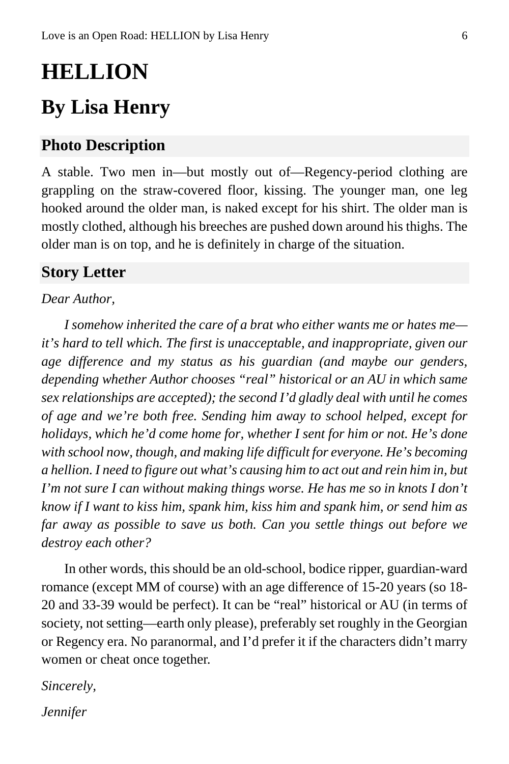# HELLION

## By Lisa Henry

### Photo Description

A stable. Two men in—but mostly out of—Regency-period clothing are grappling on the straw-covered floor, kissing. The younger man, one leg hooked around the older man, is naked except for his shirt. The older man is mostly clothed, although his breeches are pushed down around his thighs. The older man is on top, and he is definitely in charge of the situation.

### Story Letter

*Dear Author,*

*I somehow inherited the care of a brat who either wants me or hates me—it's hard to tell which. The first is unacceptable, and inappropriate, given our age difference and my status as his guardian (and maybe our genders, depending whether Author chooses "real" historical or an AU in which same sex relationships are accepted); the second I'd gladly deal with until he comes of age and we're both free. Sending him away to school helped, except for holidays, which he'd come home for, whether I sent for him or not. He's done with school now, though, and making life difficult for everyone. He's becoming a hellion. I need to figure out what's causing him to act out and rein him in, but I'm not sure I can without making things worse. He has me so in knots I don't know if I want to kiss him, spank him, kiss him and spank him, or send him as far away as possible to save us both. Can you settle things out before we destroy each other?*

In other words, this should be an old-school, bodice ripper, guardian-ward romance (except MM of course) with an age difference of 15-20 years (so 18-20 and 33-39 would be perfect). It can be "real" historical or AU (in terms of society, not setting—earth only please), preferably set roughly in the Georgian or Regency era. No paranormal, and I'd prefer it if the characters didn't marry women or cheat once together.

*Sincerely,*

*Jennifer*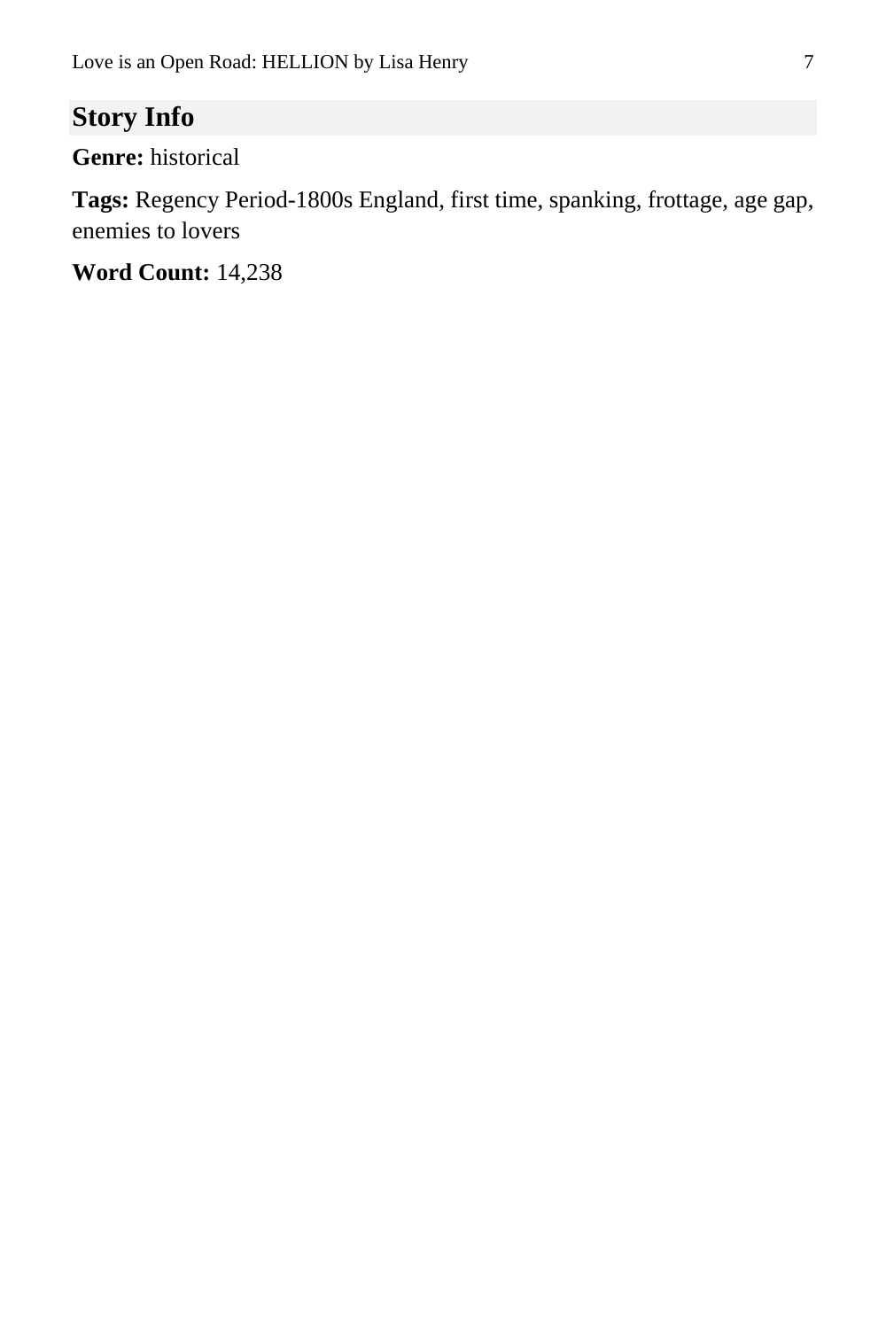## Story Info

**Genre:** historical

**Tags:** Regency Period-1800s England, first time, spanking, frottage, age gap, enemies to lovers

**Word Count:** 14,238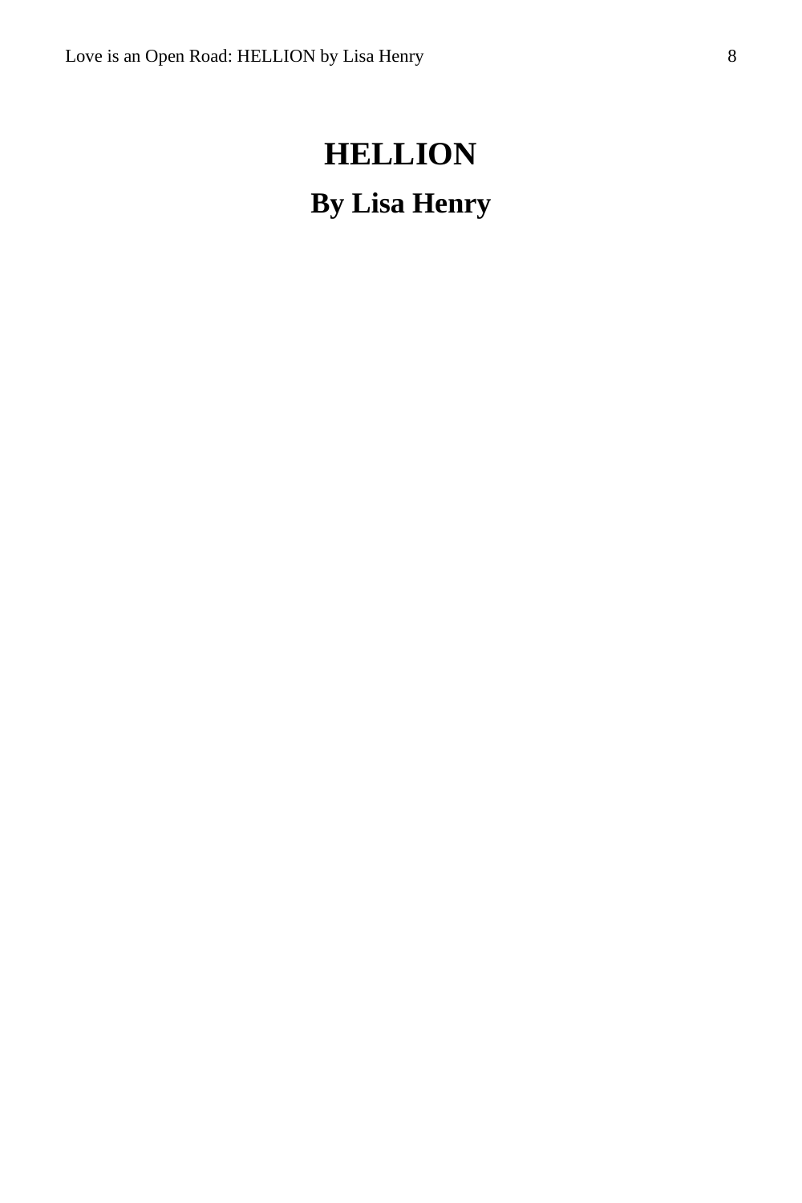# HELLION

## By Lisa Henry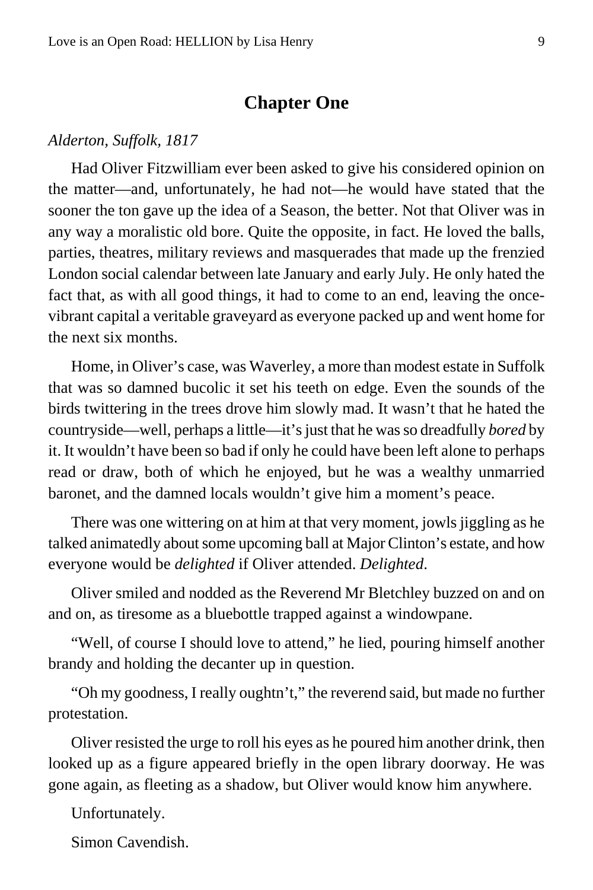# Chapter One

*Alderton, Suffolk, 1817*

Had Oliver Fitzwilliam ever been asked to give his considered opinion on the matter—and, unfortunately, he had not—he would have stated that the sooner the ton gave up the idea of a Season, the better. Not that Oliver was in any way a moralistic old bore. Quite the opposite, in fact. He loved the balls, parties, theatres, military reviews and masquerades that made up the frenzied London social calendar between late January and early July. He only hated the fact that, as with all good things, it had to come to an end, leaving the once-vibrant capital a veritable graveyard as everyone packed up and went home for the next six months.

Home, in Oliver's case, was Waverley, a more than modest estate in Suffolk that was so damned bucolic it set his teeth on edge. Even the sounds of the birds twittering in the trees drove him slowly mad. It wasn't that he hated the countryside—well, perhaps a little—it's just that he was so dreadfully *bored* by it. It wouldn't have been so bad if only he could have been left alone to perhaps read or draw, both of which he enjoyed, but he was a wealthy unmarried baronet, and the damned locals wouldn't give him a moment's peace.

There was one wittering on at him at that very moment, jowls jiggling as he talked animatedly about some upcoming ball at Major Clinton's estate, and how everyone would be *delighted* if Oliver attended. *Delighted*.

Oliver smiled and nodded as the Reverend Mr Bletchley buzzed on and on and on, as tiresome as a bluebottle trapped against a windowpane.

"Well, of course I should love to attend," he lied, pouring himself another brandy and holding the decanter up in question.

"Oh my goodness, I really oughtn't," the reverend said, but made no further protestation.

Oliver resisted the urge to roll his eyes as he poured him another drink, then looked up as a figure appeared briefly in the open library doorway. He was gone again, as fleeting as a shadow, but Oliver would know him anywhere.

Unfortunately.

Simon Cavendish.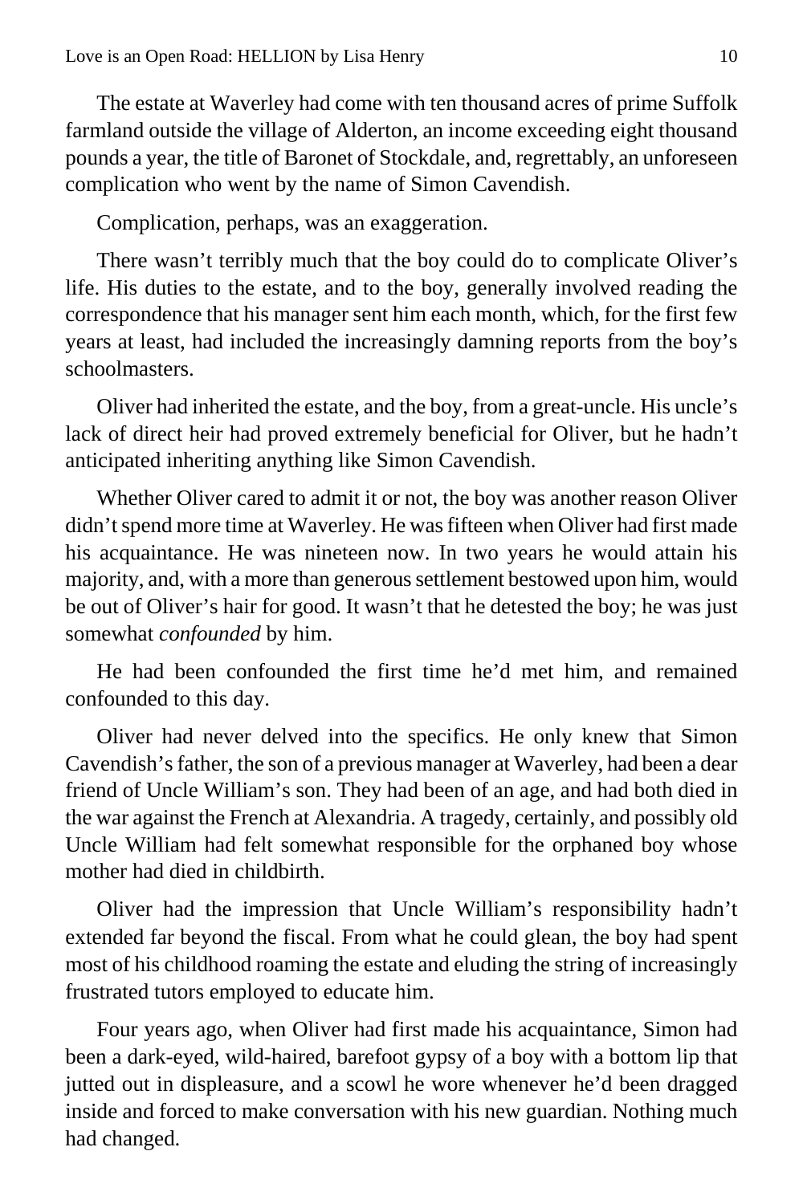The estate at Waverley had come with ten thousand acres of prime Suffolk farmland outside the village of Alderton, an income exceeding eight thousand pounds a year, the title of Baronet of Stockdale, and, regrettably, an unforeseen complication who went by the name of Simon Cavendish.

Complication, perhaps, was an exaggeration.

There wasn't terribly much that the boy could do to complicate Oliver's life. His duties to the estate, and to the boy, generally involved reading the correspondence that his manager sent him each month, which, for the first few years at least, had included the increasingly damning reports from the boy's schoolmasters.

Oliver had inherited the estate, and the boy, from a great-uncle. His uncle's lack of direct heir had proved extremely beneficial for Oliver, but he hadn't anticipated inheriting anything like Simon Cavendish.

Whether Oliver cared to admit it or not, the boy was another reason Oliver didn't spend more time at Waverley. He was fifteen when Oliver had first made his acquaintance. He was nineteen now. In two years he would attain his majority, and, with a more than generous settlement bestowed upon him, would be out of Oliver's hair for good. It wasn't that he detested the boy; he was just somewhat *confounded* by him.

He had been confounded the first time he'd met him, and remained confounded to this day.

Oliver had never delved into the specifics. He only knew that Simon Cavendish's father, the son of a previous manager at Waverley, had been a dear friend of Uncle William's son. They had been of an age, and had both died in the war against the French at Alexandria. A tragedy, certainly, and possibly old Uncle William had felt somewhat responsible for the orphaned boy whose mother had died in childbirth.

Oliver had the impression that Uncle William's responsibility hadn't extended far beyond the fiscal. From what he could glean, the boy had spent most of his childhood roaming the estate and eluding the string of increasingly frustrated tutors employed to educate him.

Four years ago, when Oliver had first made his acquaintance, Simon had been a dark-eyed, wild-haired, barefoot gypsy of a boy with a bottom lip that jutted out in displeasure, and a scowl he wore whenever he'd been dragged inside and forced to make conversation with his new guardian. Nothing much had changed.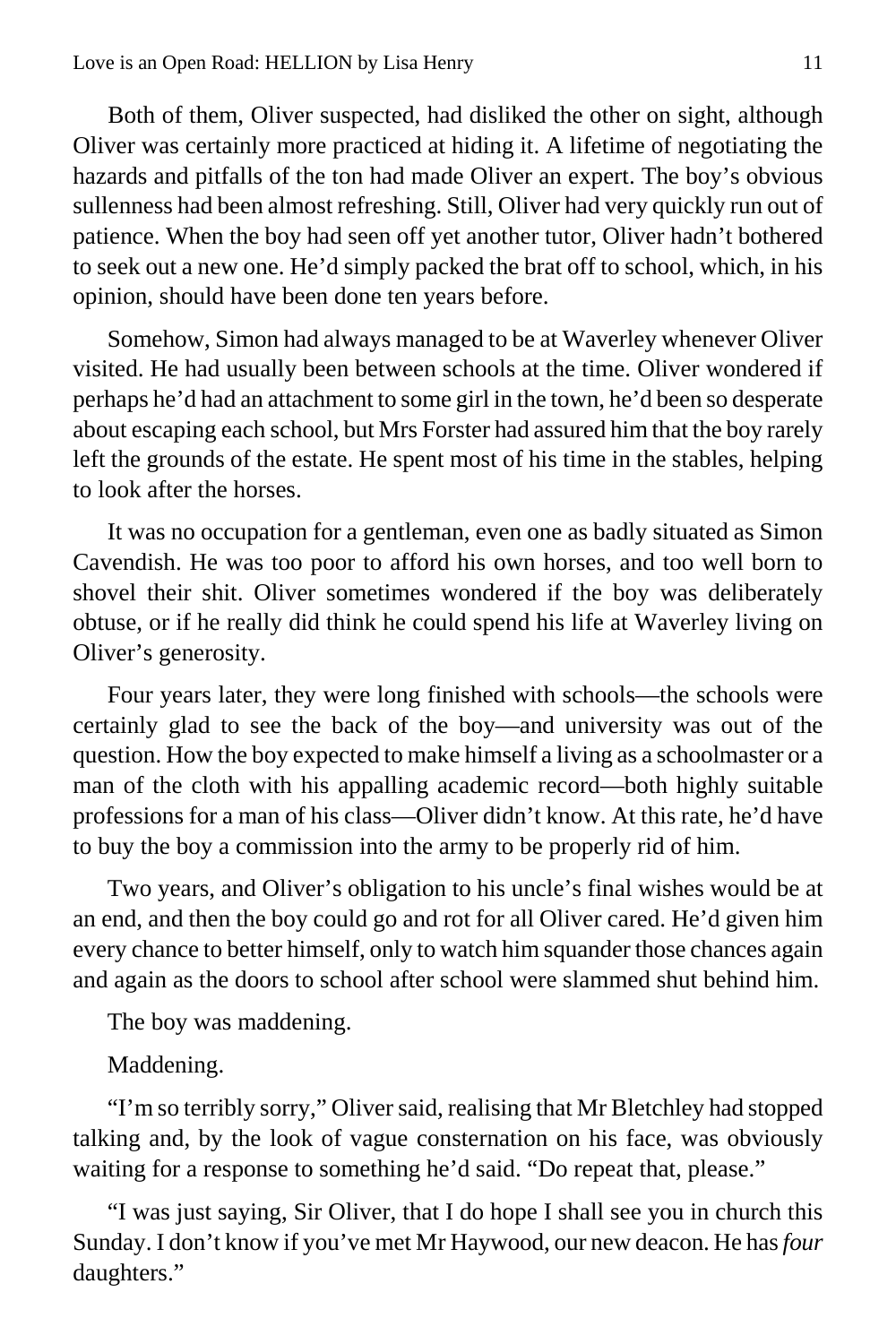Both of them, Oliver suspected, had disliked the other on sight, although Oliver was certainly more practiced at hiding it. A lifetime of negotiating the hazards and pitfalls of the ton had made Oliver an expert. The boy's obvious sullenness had been almost refreshing. Still, Oliver had very quickly run out of patience. When the boy had seen off yet another tutor, Oliver hadn't bothered to seek out a new one. He'd simply packed the brat off to school, which, in his opinion, should have been done ten years before.

Somehow, Simon had always managed to be at Waverley whenever Oliver visited. He had usually been between schools at the time. Oliver wondered if perhaps he'd had an attachment to some girl in the town, he'd been so desperate about escaping each school, but Mrs Forster had assured him that the boy rarely left the grounds of the estate. He spent most of his time in the stables, helping to look after the horses.

It was no occupation for a gentleman, even one as badly situated as Simon Cavendish. He was too poor to afford his own horses, and too well born to shovel their shit. Oliver sometimes wondered if the boy was deliberately obtuse, or if he really did think he could spend his life at Waverley living on Oliver's generosity.

Four years later, they were long finished with schools—the schools were certainly glad to see the back of the boy—and university was out of the question. How the boy expected to make himself a living as a schoolmaster or a man of the cloth with his appalling academic record—both highly suitable professions for a man of his class—Oliver didn't know. At this rate, he'd have to buy the boy a commission into the army to be properly rid of him.

Two years, and Oliver's obligation to his uncle's final wishes would be at an end, and then the boy could go and rot for all Oliver cared. He'd given him every chance to better himself, only to watch him squander those chances again and again as the doors to school after school were slammed shut behind him.

The boy was maddening.

Maddening.

"I'm so terribly sorry," Oliver said, realising that Mr Bletchley had stopped talking and, by the look of vague consternation on his face, was obviously waiting for a response to something he'd said. "Do repeat that, please."

"I was just saying, Sir Oliver, that I do hope I shall see you in church this Sunday. I don't know if you've met Mr Haywood, our new deacon. He has *four* daughters."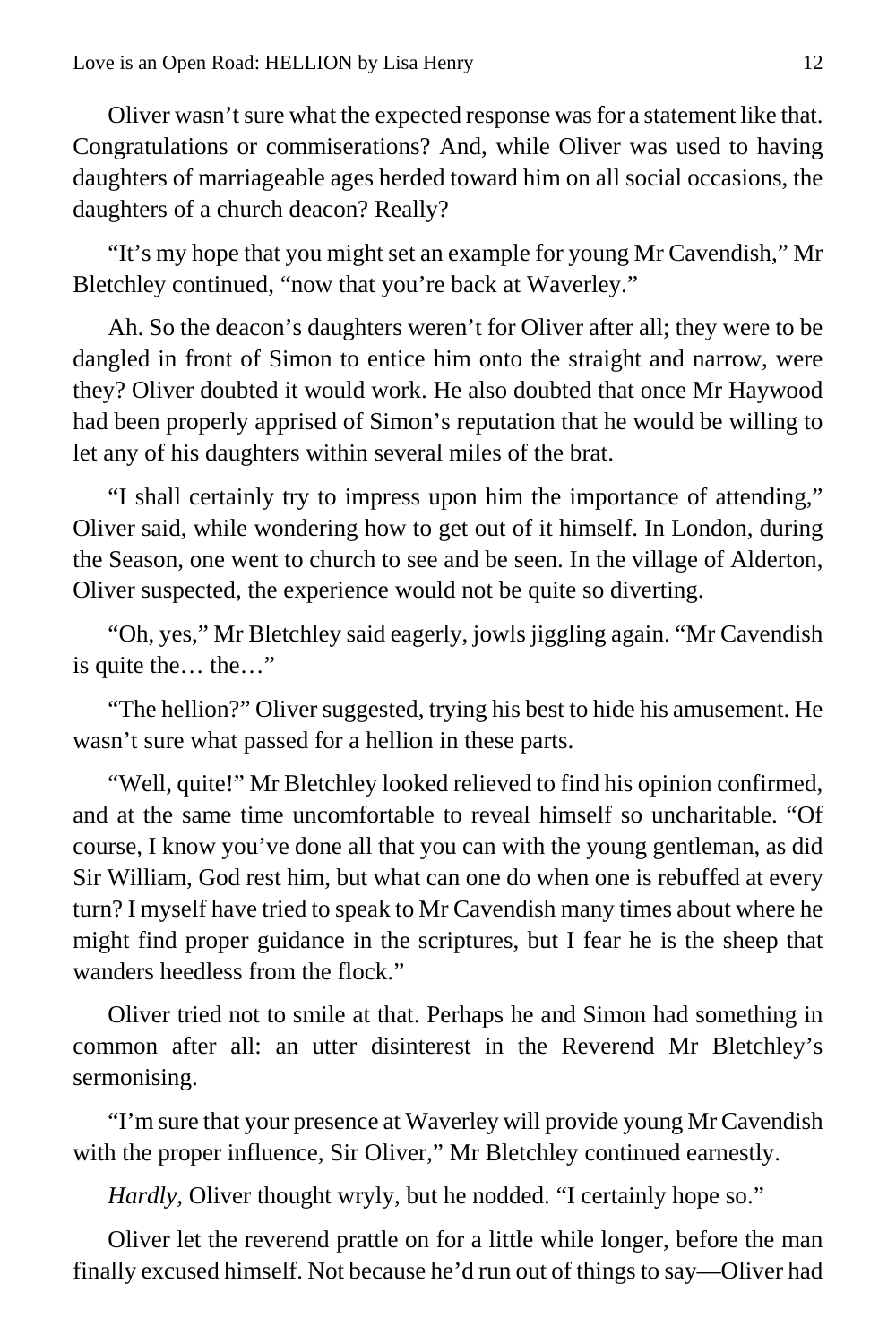Oliver wasn't sure what the expected response was for a statement like that. Congratulations or commiserations? And, while Oliver was used to having daughters of marriageable ages herded toward him on all social occasions, the daughters of a church deacon? Really?

"It's my hope that you might set an example for young Mr Cavendish," Mr Bletchley continued, "now that you're back at Waverley."

Ah. So the deacon's daughters weren't for Oliver after all; they were to be dangled in front of Simon to entice him onto the straight and narrow, were they? Oliver doubted it would work. He also doubted that once Mr Haywood had been properly apprised of Simon's reputation that he would be willing to let any of his daughters within several miles of the brat.

"I shall certainly try to impress upon him the importance of attending," Oliver said, while wondering how to get out of it himself. In London, during the Season, one went to church to see and be seen. In the village of Alderton, Oliver suspected, the experience would not be quite so diverting.

"Oh, yes," Mr Bletchley said eagerly, jowls jiggling again. "Mr Cavendish is quite the… the…"

"The hellion?" Oliver suggested, trying his best to hide his amusement. He wasn't sure what passed for a hellion in these parts.

"Well, quite!" Mr Bletchley looked relieved to find his opinion confirmed, and at the same time uncomfortable to reveal himself so uncharitable. "Of course, I know you've done all that you can with the young gentleman, as did Sir William, God rest him, but what can one do when one is rebuffed at every turn? I myself have tried to speak to Mr Cavendish many times about where he might find proper guidance in the scriptures, but I fear he is the sheep that wanders heedless from the flock."

Oliver tried not to smile at that. Perhaps he and Simon had something in common after all: an utter disinterest in the Reverend Mr Bletchley's sermonising.

"I'm sure that your presence at Waverley will provide young Mr Cavendish with the proper influence, Sir Oliver," Mr Bletchley continued earnestly.

*Hardly*, Oliver thought wryly, but he nodded. "I certainly hope so."

Oliver let the reverend prattle on for a little while longer, before the man finally excused himself. Not because he'd run out of things to say—Oliver had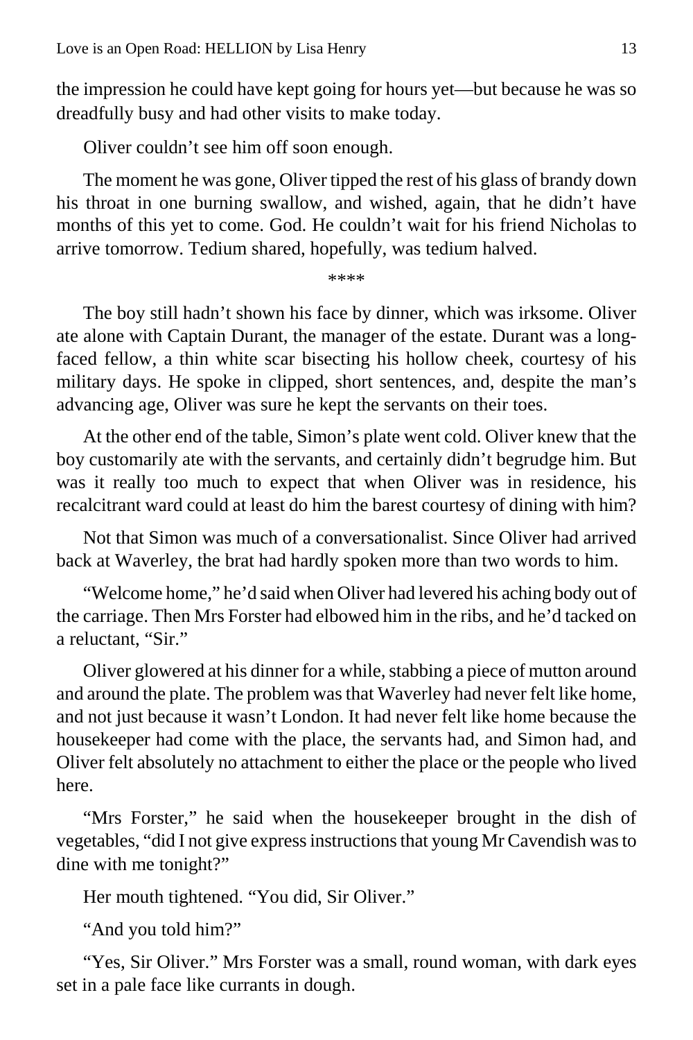the impression he could have kept going for hours yet—but because he was so dreadfully busy and had other visits to make today.

Oliver couldn't see him off soon enough.

The moment he was gone, Oliver tipped the rest of his glass of brandy down his throat in one burning swallow, and wished, again, that he didn't have months of this yet to come. God. He couldn't wait for his friend Nicholas to arrive tomorrow. Tedium shared, hopefully, was tedium halved.

****

The boy still hadn't shown his face by dinner, which was irksome. Oliver ate alone with Captain Durant, the manager of the estate. Durant was a long-faced fellow, a thin white scar bisecting his hollow cheek, courtesy of his military days. He spoke in clipped, short sentences, and, despite the man's advancing age, Oliver was sure he kept the servants on their toes.

At the other end of the table, Simon's plate went cold. Oliver knew that the boy customarily ate with the servants, and certainly didn't begrudge him. But was it really too much to expect that when Oliver was in residence, his recalcitrant ward could at least do him the barest courtesy of dining with him?

Not that Simon was much of a conversationalist. Since Oliver had arrived back at Waverley, the brat had hardly spoken more than two words to him.

"Welcome home," he'd said when Oliver had levered his aching body out of the carriage. Then Mrs Forster had elbowed him in the ribs, and he'd tacked on a reluctant, "Sir."

Oliver glowered at his dinner for a while, stabbing a piece of mutton around and around the plate. The problem was that Waverley had never felt like home, and not just because it wasn't London. It had never felt like home because the housekeeper had come with the place, the servants had, and Simon had, and Oliver felt absolutely no attachment to either the place or the people who lived here.

"Mrs Forster," he said when the housekeeper brought in the dish of vegetables, "did I not give express instructions that young Mr Cavendish was to dine with me tonight?"

Her mouth tightened. "You did, Sir Oliver."

"And you told him?"

"Yes, Sir Oliver." Mrs Forster was a small, round woman, with dark eyes set in a pale face like currants in dough.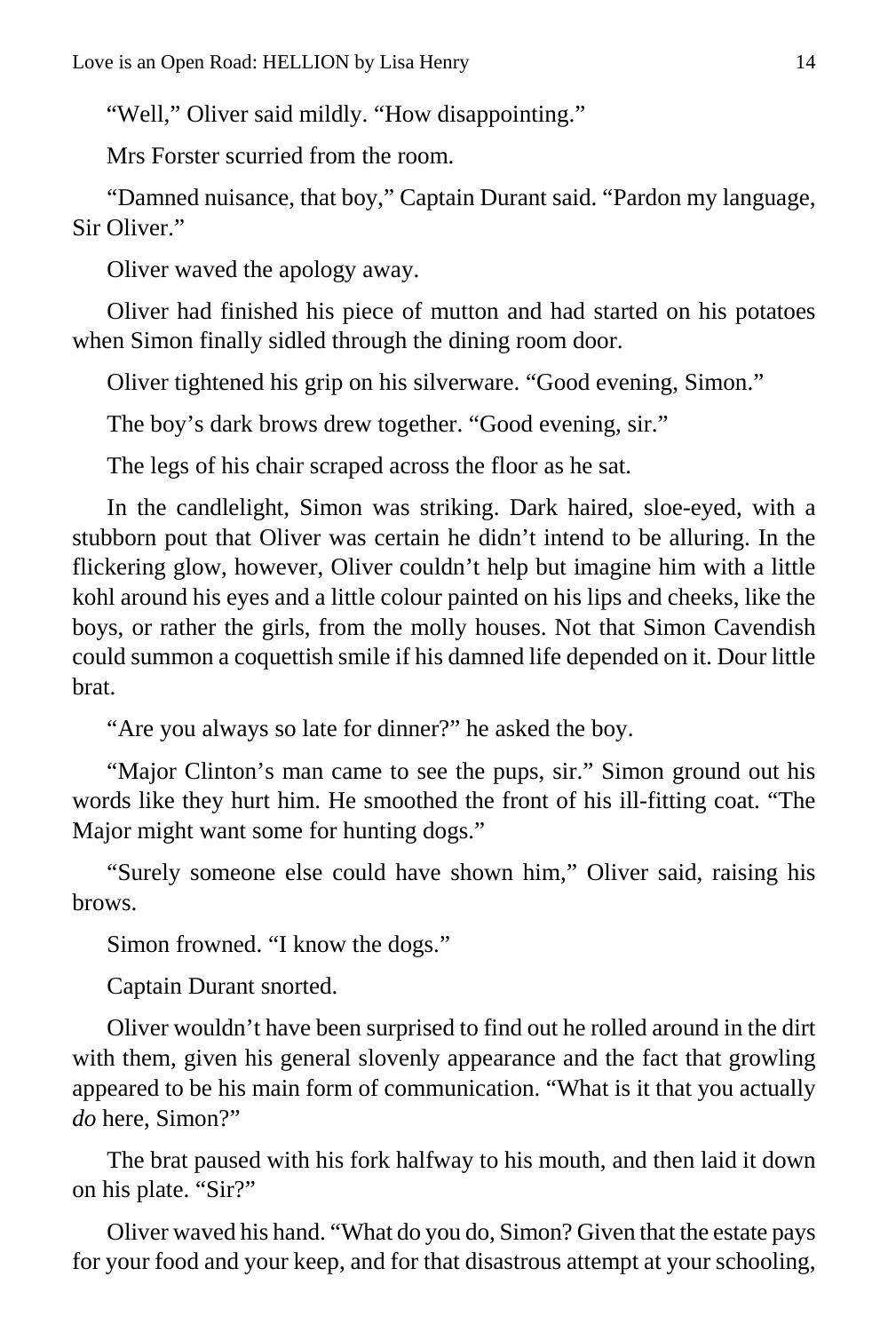"Well," Oliver said mildly. "How disappointing."

Mrs Forster scurried from the room.

"Damned nuisance, that boy," Captain Durant said. "Pardon my language, Sir Oliver."

Oliver waved the apology away.

Oliver had finished his piece of mutton and had started on his potatoes when Simon finally sidled through the dining room door.

Oliver tightened his grip on his silverware. "Good evening, Simon."

The boy's dark brows drew together. "Good evening, sir."

The legs of his chair scraped across the floor as he sat.

In the candlelight, Simon was striking. Dark haired, sloe-eyed, with a stubborn pout that Oliver was certain he didn't intend to be alluring. In the flickering glow, however, Oliver couldn't help but imagine him with a little kohl around his eyes and a little colour painted on his lips and cheeks, like the boys, or rather the girls, from the molly houses. Not that Simon Cavendish could summon a coquettish smile if his damned life depended on it. Dour little brat.

"Are you always so late for dinner?" he asked the boy.

"Major Clinton's man came to see the pups, sir." Simon ground out his words like they hurt him. He smoothed the front of his ill-fitting coat. "The Major might want some for hunting dogs."

"Surely someone else could have shown him," Oliver said, raising his brows.

Simon frowned. "I know the dogs."

Captain Durant snorted.

Oliver wouldn't have been surprised to find out he rolled around in the dirt with them, given his general slovenly appearance and the fact that growling appeared to be his main form of communication. "What is it that you actually *do* here, Simon?"

The brat paused with his fork halfway to his mouth, and then laid it down on his plate. "Sir?"

Oliver waved his hand. "What do you do, Simon? Given that the estate pays for your food and your keep, and for that disastrous attempt at your schooling,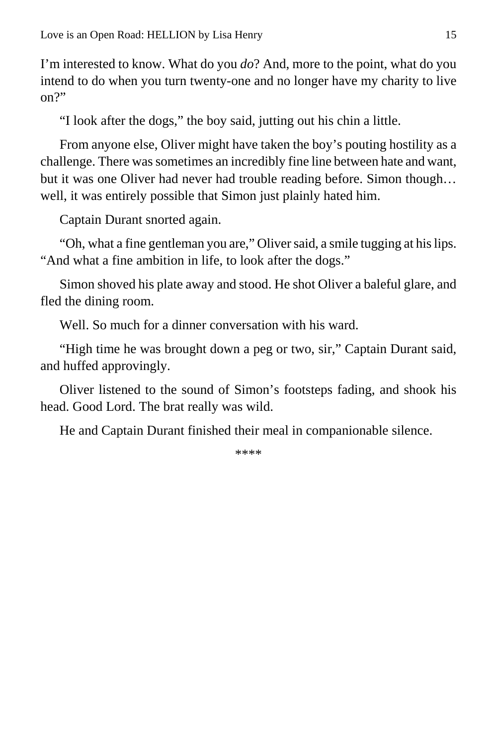I'm interested to know. What do you *do*? And, more to the point, what do you intend to do when you turn twenty-one and no longer have my charity to live on?"

"I look after the dogs," the boy said, jutting out his chin a little.

From anyone else, Oliver might have taken the boy's pouting hostility as a challenge. There was sometimes an incredibly fine line between hate and want, but it was one Oliver had never had trouble reading before. Simon though… well, it was entirely possible that Simon just plainly hated him.

Captain Durant snorted again.

"Oh, what a fine gentleman you are," Oliver said, a smile tugging at his lips. "And what a fine ambition in life, to look after the dogs."

Simon shoved his plate away and stood. He shot Oliver a baleful glare, and fled the dining room.

Well. So much for a dinner conversation with his ward.

"High time he was brought down a peg or two, sir," Captain Durant said, and huffed approvingly.

Oliver listened to the sound of Simon's footsteps fading, and shook his head. Good Lord. The brat really was wild.

He and Captain Durant finished their meal in companionable silence.

****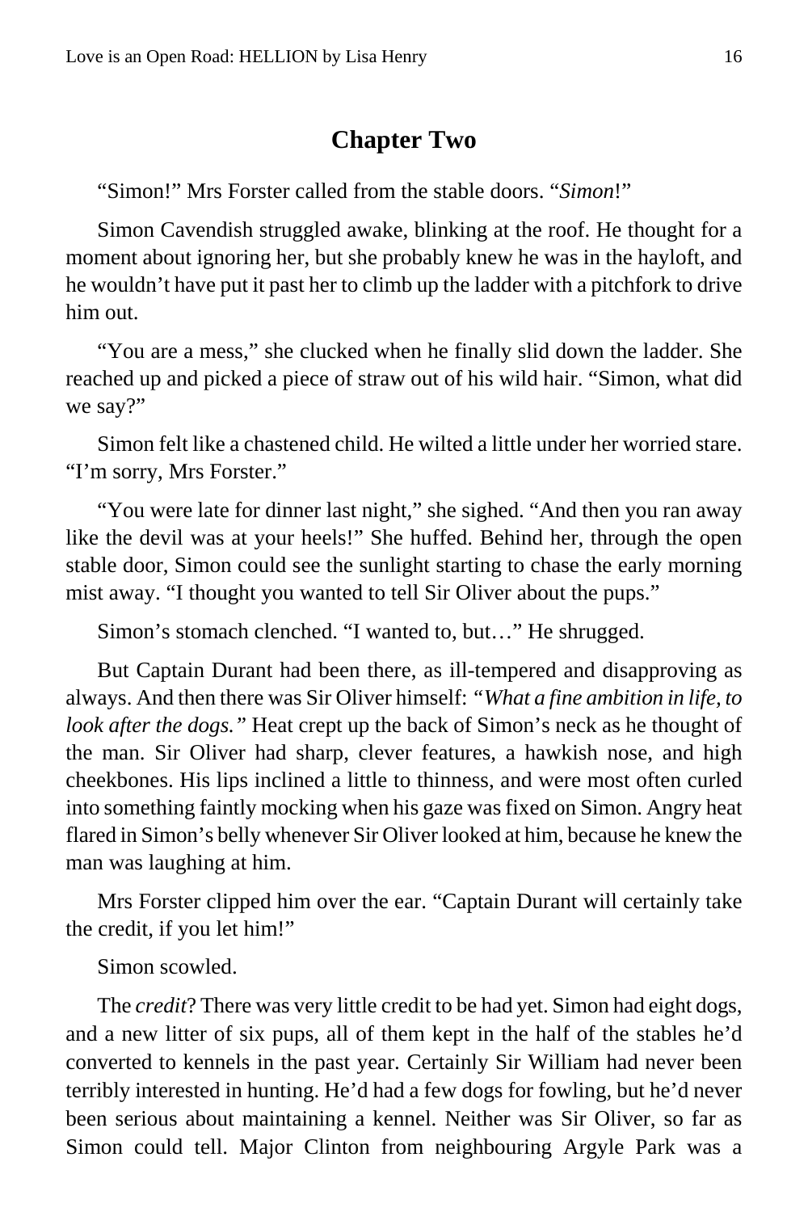## Chapter Two

"Simon!" Mrs Forster called from the stable doors. "*Simon*!"

Simon Cavendish struggled awake, blinking at the roof. He thought for a moment about ignoring her, but she probably knew he was in the hayloft, and he wouldn't have put it past her to climb up the ladder with a pitchfork to drive him out.

"You are a mess," she clucked when he finally slid down the ladder. She reached up and picked a piece of straw out of his wild hair. "Simon, what did we say?"

Simon felt like a chastened child. He wilted a little under her worried stare. "I'm sorry, Mrs Forster."

"You were late for dinner last night," she sighed. "And then you ran away like the devil was at your heels!" She huffed. Behind her, through the open stable door, Simon could see the sunlight starting to chase the early morning mist away. "I thought you wanted to tell Sir Oliver about the pups."

Simon's stomach clenched. "I wanted to, but…" He shrugged.

But Captain Durant had been there, as ill-tempered and disapproving as always. And then there was Sir Oliver himself: *"What a fine ambition in life, to look after the dogs."* Heat crept up the back of Simon's neck as he thought of the man. Sir Oliver had sharp, clever features, a hawkish nose, and high cheekbones. His lips inclined a little to thinness, and were most often curled into something faintly mocking when his gaze was fixed on Simon. Angry heat flared in Simon's belly whenever Sir Oliver looked at him, because he knew the man was laughing at him.

Mrs Forster clipped him over the ear. "Captain Durant will certainly take the credit, if you let him!"

Simon scowled.

The *credit*? There was very little credit to be had yet. Simon had eight dogs, and a new litter of six pups, all of them kept in the half of the stables he'd converted to kennels in the past year. Certainly Sir William had never been terribly interested in hunting. He'd had a few dogs for fowling, but he'd never been serious about maintaining a kennel. Neither was Sir Oliver, so far as Simon could tell. Major Clinton from neighbouring Argyle Park was a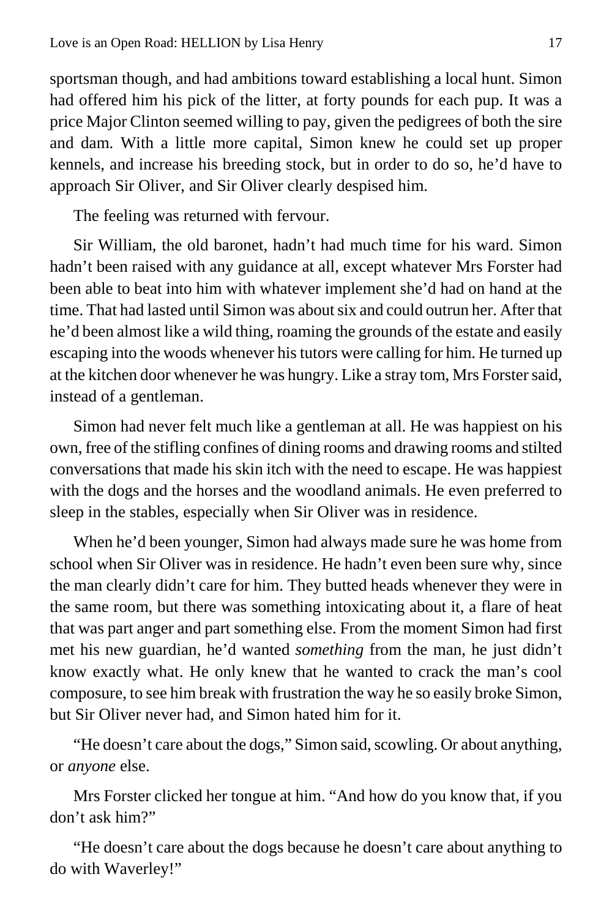sportsman though, and had ambitions toward establishing a local hunt. Simon had offered him his pick of the litter, at forty pounds for each pup. It was a price Major Clinton seemed willing to pay, given the pedigrees of both the sire and dam. With a little more capital, Simon knew he could set up proper kennels, and increase his breeding stock, but in order to do so, he'd have to approach Sir Oliver, and Sir Oliver clearly despised him.

The feeling was returned with fervour.

Sir William, the old baronet, hadn't had much time for his ward. Simon hadn't been raised with any guidance at all, except whatever Mrs Forster had been able to beat into him with whatever implement she'd had on hand at the time. That had lasted until Simon was about six and could outrun her. After that he'd been almost like a wild thing, roaming the grounds of the estate and easily escaping into the woods whenever his tutors were calling for him. He turned up at the kitchen door whenever he was hungry. Like a stray tom, Mrs Forster said, instead of a gentleman.

Simon had never felt much like a gentleman at all. He was happiest on his own, free of the stifling confines of dining rooms and drawing rooms and stilted conversations that made his skin itch with the need to escape. He was happiest with the dogs and the horses and the woodland animals. He even preferred to sleep in the stables, especially when Sir Oliver was in residence.

When he'd been younger, Simon had always made sure he was home from school when Sir Oliver was in residence. He hadn't even been sure why, since the man clearly didn't care for him. They butted heads whenever they were in the same room, but there was something intoxicating about it, a flare of heat that was part anger and part something else. From the moment Simon had first met his new guardian, he'd wanted *something* from the man, he just didn't know exactly what. He only knew that he wanted to crack the man's cool composure, to see him break with frustration the way he so easily broke Simon, but Sir Oliver never had, and Simon hated him for it.

"He doesn't care about the dogs," Simon said, scowling. Or about anything, or *anyone* else.

Mrs Forster clicked her tongue at him. "And how do you know that, if you don't ask him?"

"He doesn't care about the dogs because he doesn't care about anything to do with Waverley!"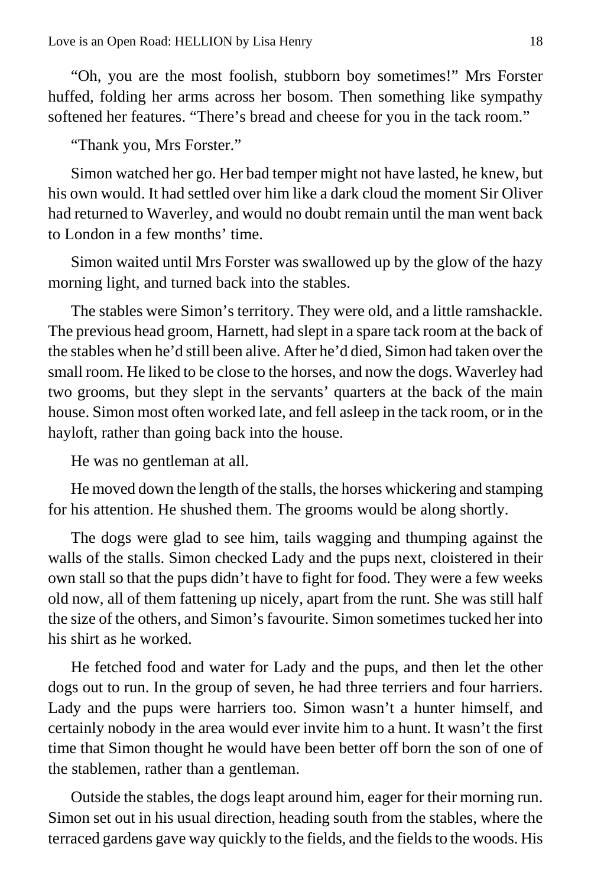"Oh, you are the most foolish, stubborn boy sometimes!" Mrs Forster huffed, folding her arms across her bosom. Then something like sympathy softened her features. "There's bread and cheese for you in the tack room."

"Thank you, Mrs Forster."

Simon watched her go. Her bad temper might not have lasted, he knew, but his own would. It had settled over him like a dark cloud the moment Sir Oliver had returned to Waverley, and would no doubt remain until the man went back to London in a few months' time.

Simon waited until Mrs Forster was swallowed up by the glow of the hazy morning light, and turned back into the stables.

The stables were Simon's territory. They were old, and a little ramshackle. The previous head groom, Harnett, had slept in a spare tack room at the back of the stables when he'd still been alive. After he'd died, Simon had taken over the small room. He liked to be close to the horses, and now the dogs. Waverley had two grooms, but they slept in the servants' quarters at the back of the main house. Simon most often worked late, and fell asleep in the tack room, or in the hayloft, rather than going back into the house.

He was no gentleman at all.

He moved down the length of the stalls, the horses whickering and stamping for his attention. He shushed them. The grooms would be along shortly.

The dogs were glad to see him, tails wagging and thumping against the walls of the stalls. Simon checked Lady and the pups next, cloistered in their own stall so that the pups didn't have to fight for food. They were a few weeks old now, all of them fattening up nicely, apart from the runt. She was still half the size of the others, and Simon's favourite. Simon sometimes tucked her into his shirt as he worked.

He fetched food and water for Lady and the pups, and then let the other dogs out to run. In the group of seven, he had three terriers and four harriers. Lady and the pups were harriers too. Simon wasn't a hunter himself, and certainly nobody in the area would ever invite him to a hunt. It wasn't the first time that Simon thought he would have been better off born the son of one of the stablemen, rather than a gentleman.

Outside the stables, the dogs leapt around him, eager for their morning run. Simon set out in his usual direction, heading south from the stables, where the terraced gardens gave way quickly to the fields, and the fields to the woods. His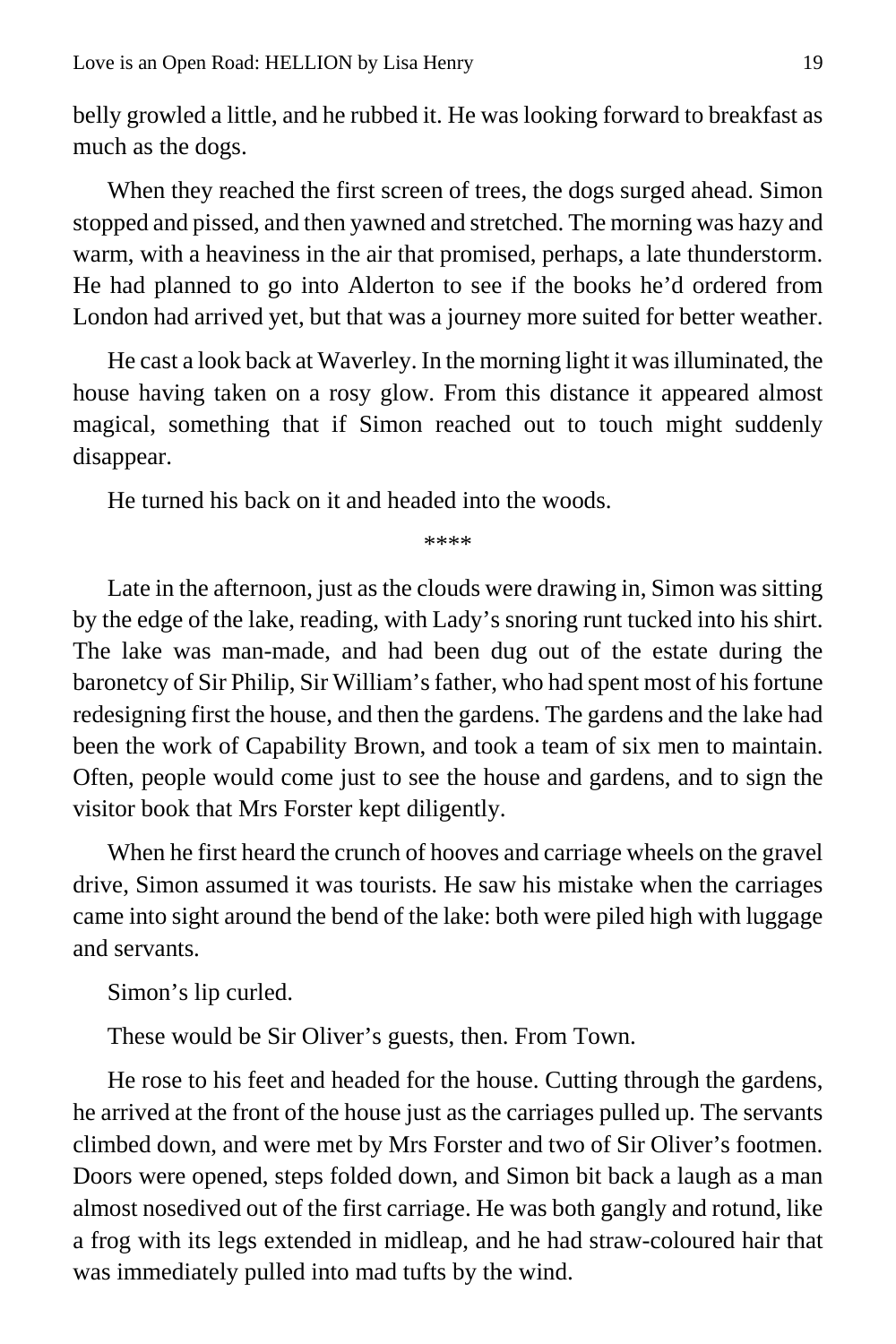belly growled a little, and he rubbed it. He was looking forward to breakfast as much as the dogs.

When they reached the first screen of trees, the dogs surged ahead. Simon stopped and pissed, and then yawned and stretched. The morning was hazy and warm, with a heaviness in the air that promised, perhaps, a late thunderstorm. He had planned to go into Alderton to see if the books he'd ordered from London had arrived yet, but that was a journey more suited for better weather.

He cast a look back at Waverley. In the morning light it was illuminated, the house having taken on a rosy glow. From this distance it appeared almost magical, something that if Simon reached out to touch might suddenly disappear.

He turned his back on it and headed into the woods.

****

Late in the afternoon, just as the clouds were drawing in, Simon was sitting by the edge of the lake, reading, with Lady's snoring runt tucked into his shirt. The lake was man-made, and had been dug out of the estate during the baronetcy of Sir Philip, Sir William's father, who had spent most of his fortune redesigning first the house, and then the gardens. The gardens and the lake had been the work of Capability Brown, and took a team of six men to maintain. Often, people would come just to see the house and gardens, and to sign the visitor book that Mrs Forster kept diligently.

When he first heard the crunch of hooves and carriage wheels on the gravel drive, Simon assumed it was tourists. He saw his mistake when the carriages came into sight around the bend of the lake: both were piled high with luggage and servants.

Simon's lip curled.

These would be Sir Oliver's guests, then. From Town.

He rose to his feet and headed for the house. Cutting through the gardens, he arrived at the front of the house just as the carriages pulled up. The servants climbed down, and were met by Mrs Forster and two of Sir Oliver's footmen. Doors were opened, steps folded down, and Simon bit back a laugh as a man almost nosedived out of the first carriage. He was both gangly and rotund, like a frog with its legs extended in midleap, and he had straw-coloured hair that was immediately pulled into mad tufts by the wind.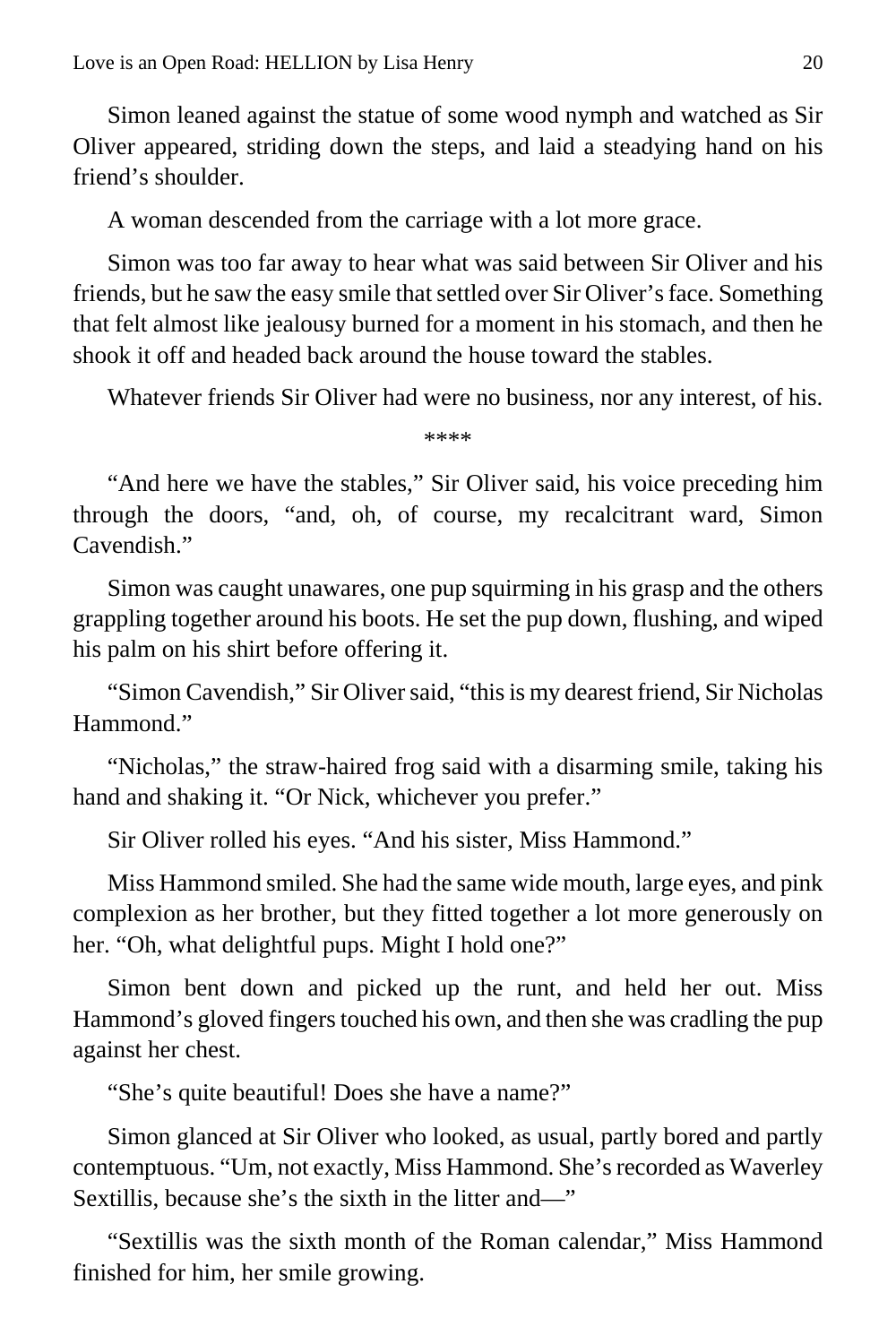Simon leaned against the statue of some wood nymph and watched as Sir Oliver appeared, striding down the steps, and laid a steadying hand on his friend's shoulder.

A woman descended from the carriage with a lot more grace.

Simon was too far away to hear what was said between Sir Oliver and his friends, but he saw the easy smile that settled over Sir Oliver's face. Something that felt almost like jealousy burned for a moment in his stomach, and then he shook it off and headed back around the house toward the stables.

Whatever friends Sir Oliver had were no business, nor any interest, of his.

****

"And here we have the stables," Sir Oliver said, his voice preceding him through the doors, "and, oh, of course, my recalcitrant ward, Simon Cavendish."

Simon was caught unawares, one pup squirming in his grasp and the others grappling together around his boots. He set the pup down, flushing, and wiped his palm on his shirt before offering it.

"Simon Cavendish," Sir Oliver said, "this is my dearest friend, Sir Nicholas Hammond."

"Nicholas," the straw-haired frog said with a disarming smile, taking his hand and shaking it. "Or Nick, whichever you prefer."

Sir Oliver rolled his eyes. "And his sister, Miss Hammond."

Miss Hammond smiled. She had the same wide mouth, large eyes, and pink complexion as her brother, but they fitted together a lot more generously on her. "Oh, what delightful pups. Might I hold one?"

Simon bent down and picked up the runt, and held her out. Miss Hammond's gloved fingers touched his own, and then she was cradling the pup against her chest.

"She's quite beautiful! Does she have a name?"

Simon glanced at Sir Oliver who looked, as usual, partly bored and partly contemptuous. "Um, not exactly, Miss Hammond. She's recorded as Waverley Sextillis, because she's the sixth in the litter and—"

"Sextillis was the sixth month of the Roman calendar," Miss Hammond finished for him, her smile growing.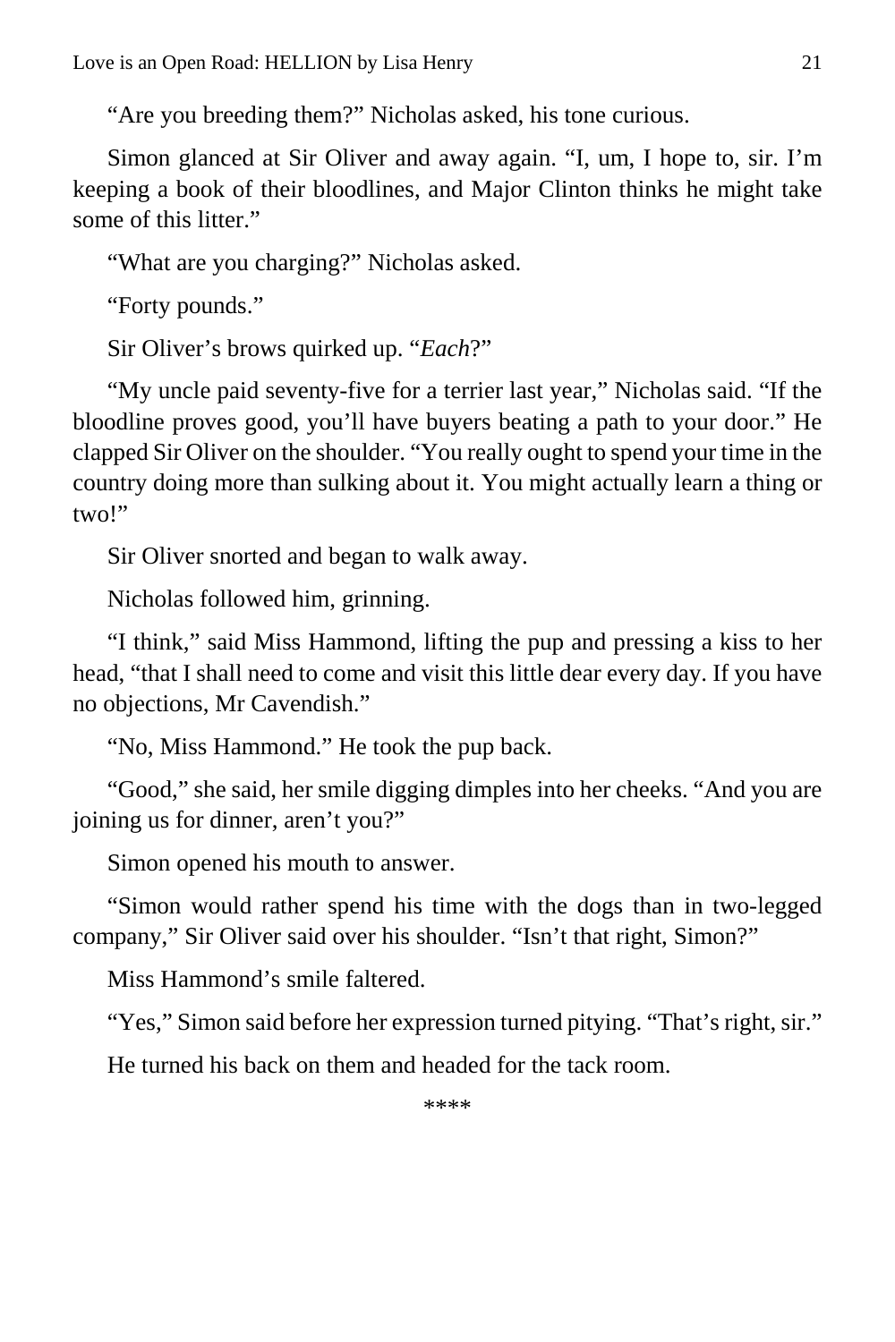"Are you breeding them?" Nicholas asked, his tone curious.

Simon glanced at Sir Oliver and away again. "I, um, I hope to, sir. I'm keeping a book of their bloodlines, and Major Clinton thinks he might take some of this litter."

"What are you charging?" Nicholas asked.

"Forty pounds."

Sir Oliver's brows quirked up. "*Each*?"

"My uncle paid seventy-five for a terrier last year," Nicholas said. "If the bloodline proves good, you'll have buyers beating a path to your door." He clapped Sir Oliver on the shoulder. "You really ought to spend your time in the country doing more than sulking about it. You might actually learn a thing or two!"

Sir Oliver snorted and began to walk away.

Nicholas followed him, grinning.

"I think," said Miss Hammond, lifting the pup and pressing a kiss to her head, "that I shall need to come and visit this little dear every day. If you have no objections, Mr Cavendish."

"No, Miss Hammond." He took the pup back.

"Good," she said, her smile digging dimples into her cheeks. "And you are joining us for dinner, aren't you?"

Simon opened his mouth to answer.

"Simon would rather spend his time with the dogs than in two-legged company," Sir Oliver said over his shoulder. "Isn't that right, Simon?"

Miss Hammond's smile faltered.

"Yes," Simon said before her expression turned pitying. "That's right, sir."

He turned his back on them and headed for the tack room.

****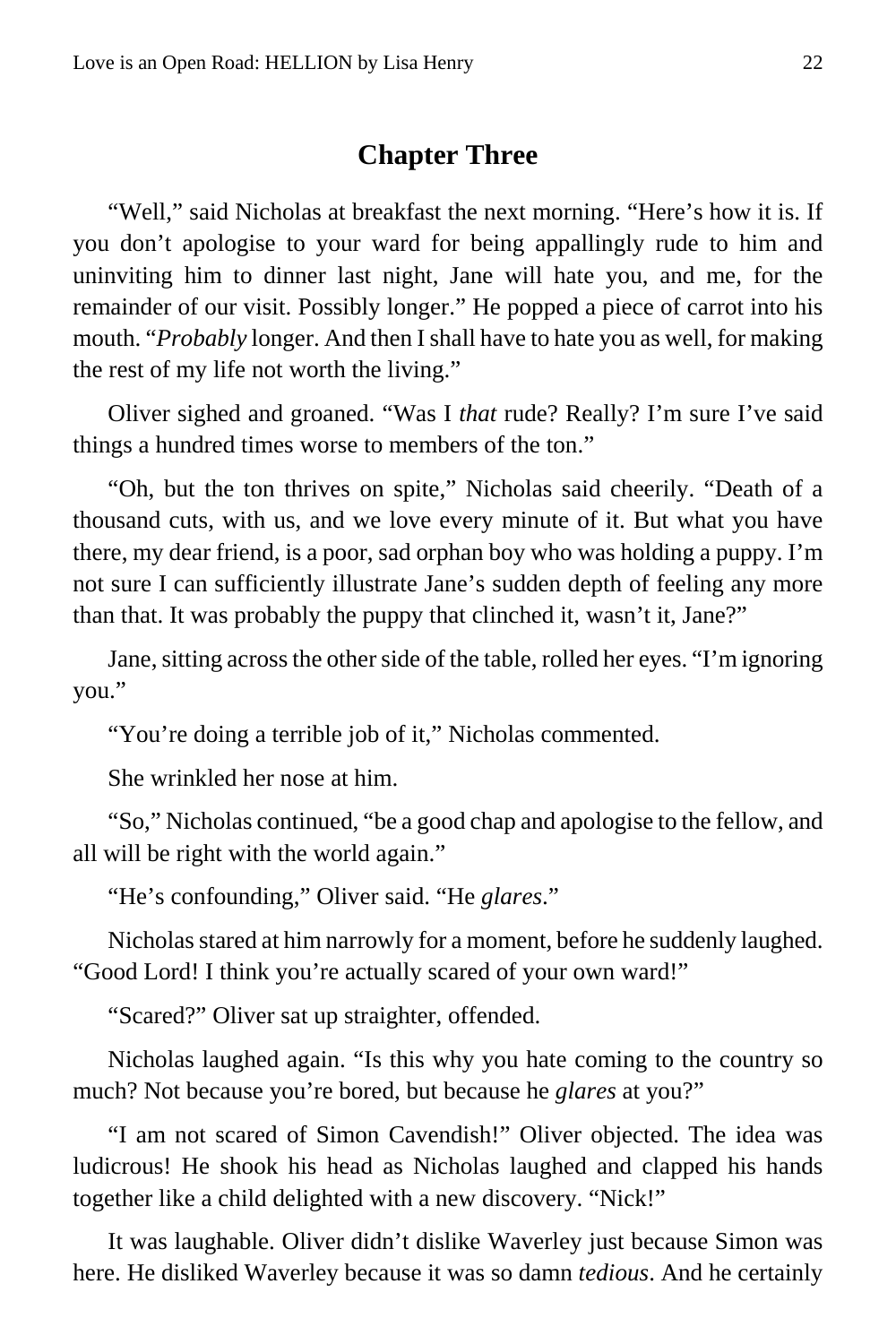## Chapter Three

"Well," said Nicholas at breakfast the next morning. "Here's how it is. If you don't apologise to your ward for being appallingly rude to him and uninviting him to dinner last night, Jane will hate you, and me, for the remainder of our visit. Possibly longer." He popped a piece of carrot into his mouth. "*Probably* longer. And then I shall have to hate you as well, for making the rest of my life not worth the living."

Oliver sighed and groaned. "Was I *that* rude? Really? I'm sure I've said things a hundred times worse to members of the ton."

"Oh, but the ton thrives on spite," Nicholas said cheerily. "Death of a thousand cuts, with us, and we love every minute of it. But what you have there, my dear friend, is a poor, sad orphan boy who was holding a puppy. I'm not sure I can sufficiently illustrate Jane's sudden depth of feeling any more than that. It was probably the puppy that clinched it, wasn't it, Jane?"

Jane, sitting across the other side of the table, rolled her eyes. "I'm ignoring you."

"You're doing a terrible job of it," Nicholas commented.

She wrinkled her nose at him.

"So," Nicholas continued, "be a good chap and apologise to the fellow, and all will be right with the world again."

"He's confounding," Oliver said. "He *glares*."

Nicholas stared at him narrowly for a moment, before he suddenly laughed. "Good Lord! I think you're actually scared of your own ward!"

"Scared?" Oliver sat up straighter, offended.

Nicholas laughed again. "Is this why you hate coming to the country so much? Not because you're bored, but because he *glares* at you?"

"I am not scared of Simon Cavendish!" Oliver objected. The idea was ludicrous! He shook his head as Nicholas laughed and clapped his hands together like a child delighted with a new discovery. "Nick!"

It was laughable. Oliver didn't dislike Waverley just because Simon was here. He disliked Waverley because it was so damn *tedious*. And he certainly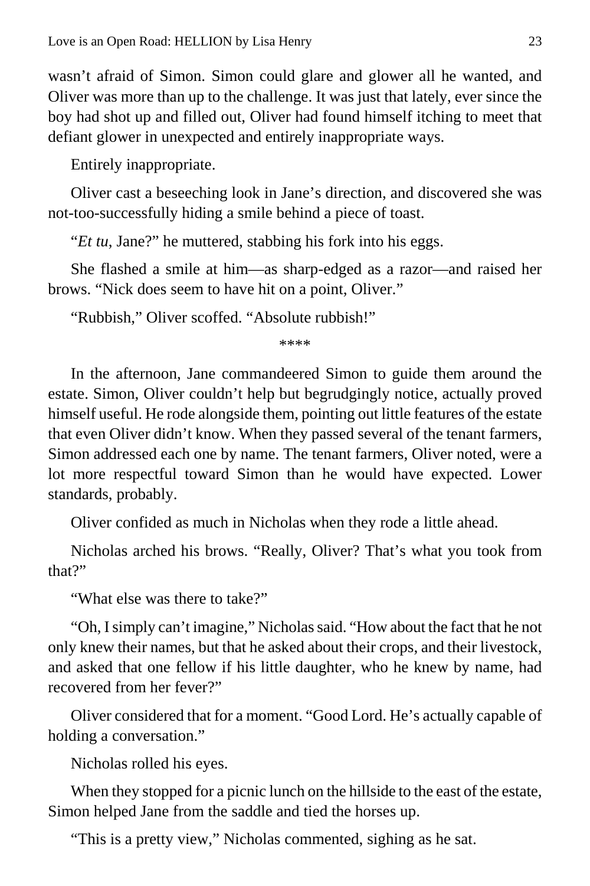wasn't afraid of Simon. Simon could glare and glower all he wanted, and Oliver was more than up to the challenge. It was just that lately, ever since the boy had shot up and filled out, Oliver had found himself itching to meet that defiant glower in unexpected and entirely inappropriate ways.

Entirely inappropriate.

Oliver cast a beseeching look in Jane's direction, and discovered she was not-too-successfully hiding a smile behind a piece of toast.

"*Et tu*, Jane?" he muttered, stabbing his fork into his eggs.

She flashed a smile at him—as sharp-edged as a razor—and raised her brows. "Nick does seem to have hit on a point, Oliver."

"Rubbish," Oliver scoffed. "Absolute rubbish!"

\*\*\*\*

In the afternoon, Jane commandeered Simon to guide them around the estate. Simon, Oliver couldn't help but begrudgingly notice, actually proved himself useful. He rode alongside them, pointing out little features of the estate that even Oliver didn't know. When they passed several of the tenant farmers, Simon addressed each one by name. The tenant farmers, Oliver noted, were a lot more respectful toward Simon than he would have expected. Lower standards, probably.

Oliver confided as much in Nicholas when they rode a little ahead.

Nicholas arched his brows. "Really, Oliver? That's what you took from that?"

"What else was there to take?"

"Oh, I simply can't imagine," Nicholas said. "How about the fact that he not only knew their names, but that he asked about their crops, and their livestock, and asked that one fellow if his little daughter, who he knew by name, had recovered from her fever?"

Oliver considered that for a moment. "Good Lord. He's actually capable of holding a conversation."

Nicholas rolled his eyes.

When they stopped for a picnic lunch on the hillside to the east of the estate, Simon helped Jane from the saddle and tied the horses up.

"This is a pretty view," Nicholas commented, sighing as he sat.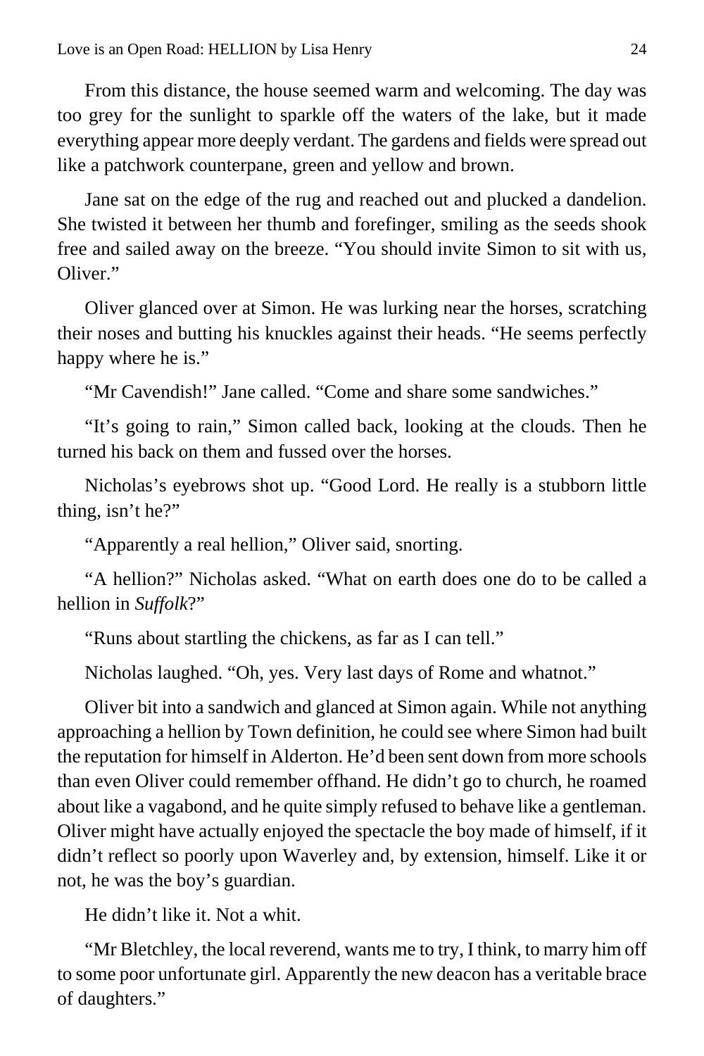From this distance, the house seemed warm and welcoming. The day was too grey for the sunlight to sparkle off the waters of the lake, but it made everything appear more deeply verdant. The gardens and fields were spread out like a patchwork counterpane, green and yellow and brown.

Jane sat on the edge of the rug and reached out and plucked a dandelion. She twisted it between her thumb and forefinger, smiling as the seeds shook free and sailed away on the breeze. "You should invite Simon to sit with us, Oliver."

Oliver glanced over at Simon. He was lurking near the horses, scratching their noses and butting his knuckles against their heads. "He seems perfectly happy where he is."

"Mr Cavendish!" Jane called. "Come and share some sandwiches."

"It's going to rain," Simon called back, looking at the clouds. Then he turned his back on them and fussed over the horses.

Nicholas's eyebrows shot up. "Good Lord. He really is a stubborn little thing, isn't he?"

"Apparently a real hellion," Oliver said, snorting.

"A hellion?" Nicholas asked. "What on earth does one do to be called a hellion in *Suffolk*?"

"Runs about startling the chickens, as far as I can tell."

Nicholas laughed. "Oh, yes. Very last days of Rome and whatnot."

Oliver bit into a sandwich and glanced at Simon again. While not anything approaching a hellion by Town definition, he could see where Simon had built the reputation for himself in Alderton. He'd been sent down from more schools than even Oliver could remember offhand. He didn't go to church, he roamed about like a vagabond, and he quite simply refused to behave like a gentleman. Oliver might have actually enjoyed the spectacle the boy made of himself, if it didn't reflect so poorly upon Waverley and, by extension, himself. Like it or not, he was the boy's guardian.

He didn't like it. Not a whit.

"Mr Bletchley, the local reverend, wants me to try, I think, to marry him off to some poor unfortunate girl. Apparently the new deacon has a veritable brace of daughters."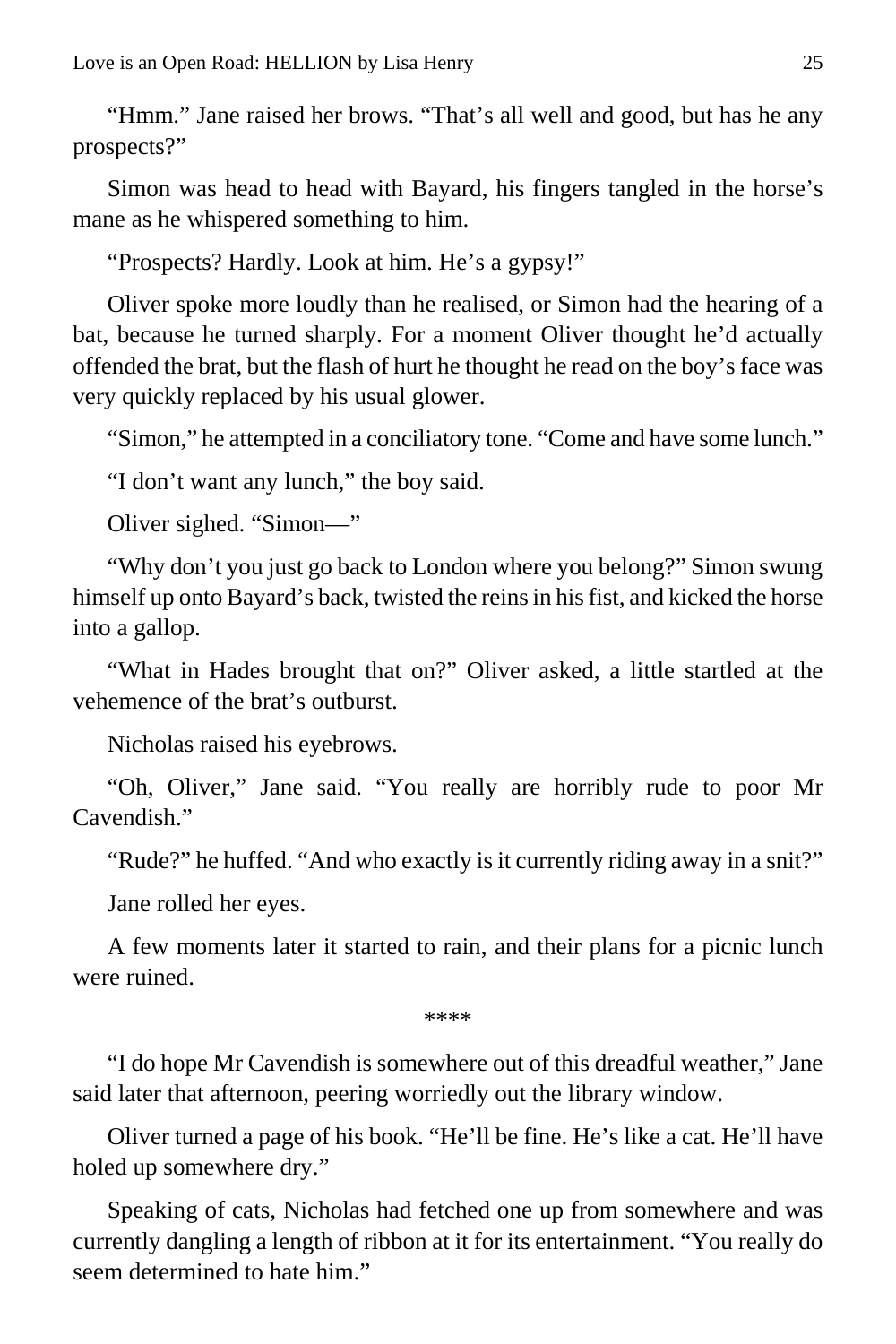"Hmm." Jane raised her brows. "That's all well and good, but has he any prospects?"

Simon was head to head with Bayard, his fingers tangled in the horse's mane as he whispered something to him.

"Prospects? Hardly. Look at him. He's a gypsy!"

Oliver spoke more loudly than he realised, or Simon had the hearing of a bat, because he turned sharply. For a moment Oliver thought he'd actually offended the brat, but the flash of hurt he thought he read on the boy's face was very quickly replaced by his usual glower.

"Simon," he attempted in a conciliatory tone. "Come and have some lunch."

"I don't want any lunch," the boy said.

Oliver sighed. "Simon—"

"Why don't you just go back to London where you belong?" Simon swung himself up onto Bayard's back, twisted the reins in his fist, and kicked the horse into a gallop.

"What in Hades brought that on?" Oliver asked, a little startled at the vehemence of the brat's outburst.

Nicholas raised his eyebrows.

"Oh, Oliver," Jane said. "You really are horribly rude to poor Mr Cavendish."

"Rude?" he huffed. "And who exactly is it currently riding away in a snit?"

Jane rolled her eyes.

A few moments later it started to rain, and their plans for a picnic lunch were ruined.

****

"I do hope Mr Cavendish is somewhere out of this dreadful weather," Jane said later that afternoon, peering worriedly out the library window.

Oliver turned a page of his book. "He'll be fine. He's like a cat. He'll have holed up somewhere dry."

Speaking of cats, Nicholas had fetched one up from somewhere and was currently dangling a length of ribbon at it for its entertainment. "You really do seem determined to hate him."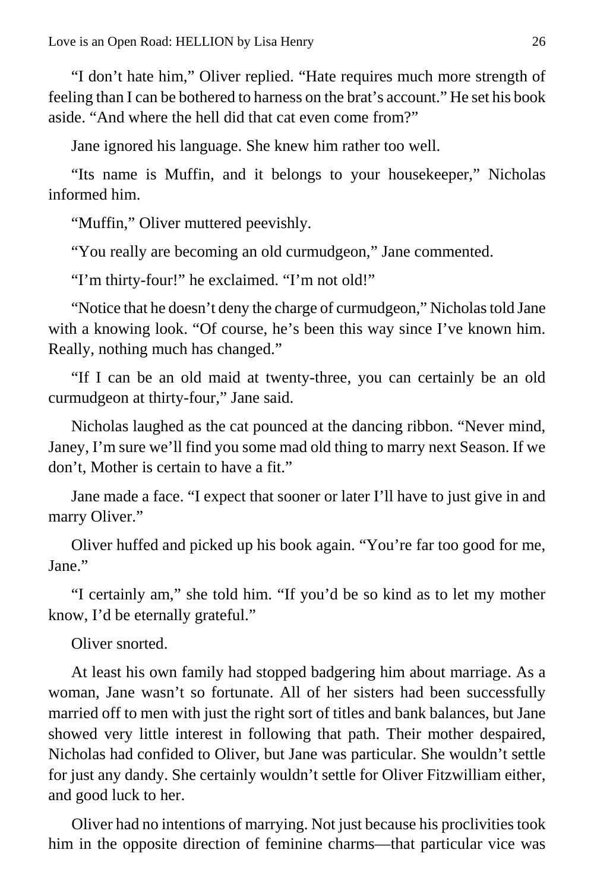"I don't hate him," Oliver replied. "Hate requires much more strength of feeling than I can be bothered to harness on the brat's account." He set his book aside. "And where the hell did that cat even come from?"

Jane ignored his language. She knew him rather too well.

"Its name is Muffin, and it belongs to your housekeeper," Nicholas informed him.

"Muffin," Oliver muttered peevishly.

"You really are becoming an old curmudgeon," Jane commented.

"I'm thirty-four!" he exclaimed. "I'm not old!"

"Notice that he doesn't deny the charge of curmudgeon," Nicholas told Jane with a knowing look. "Of course, he's been this way since I've known him. Really, nothing much has changed."

"If I can be an old maid at twenty-three, you can certainly be an old curmudgeon at thirty-four," Jane said.

Nicholas laughed as the cat pounced at the dancing ribbon. "Never mind, Janey, I'm sure we'll find you some mad old thing to marry next Season. If we don't, Mother is certain to have a fit."

Jane made a face. "I expect that sooner or later I'll have to just give in and marry Oliver."

Oliver huffed and picked up his book again. "You're far too good for me, Jane."

"I certainly am," she told him. "If you'd be so kind as to let my mother know, I'd be eternally grateful."

Oliver snorted.

At least his own family had stopped badgering him about marriage. As a woman, Jane wasn't so fortunate. All of her sisters had been successfully married off to men with just the right sort of titles and bank balances, but Jane showed very little interest in following that path. Their mother despaired, Nicholas had confided to Oliver, but Jane was particular. She wouldn't settle for just any dandy. She certainly wouldn't settle for Oliver Fitzwilliam either, and good luck to her.

Oliver had no intentions of marrying. Not just because his proclivities took him in the opposite direction of feminine charms—that particular vice was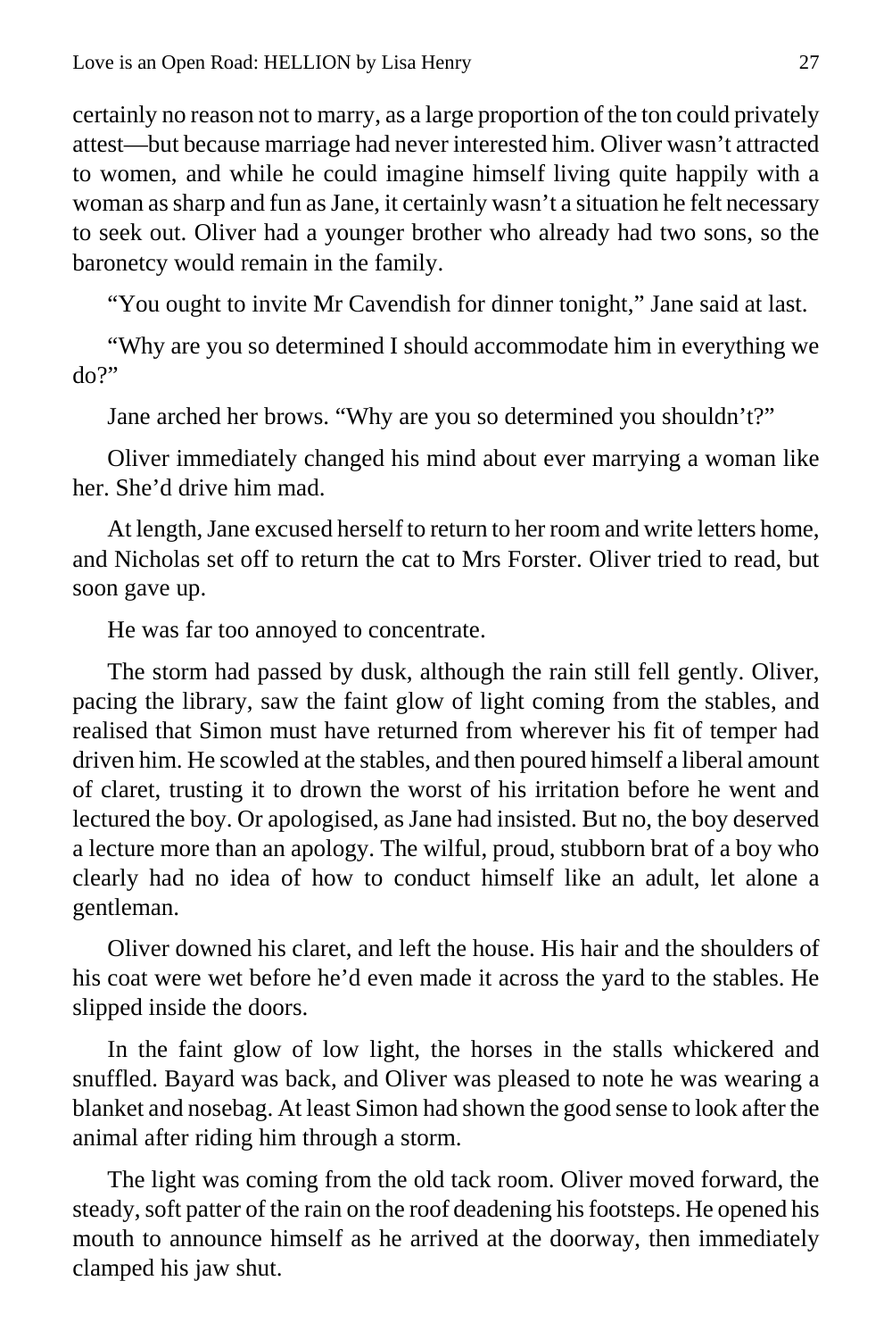certainly no reason not to marry, as a large proportion of the ton could privately attest—but because marriage had never interested him. Oliver wasn't attracted to women, and while he could imagine himself living quite happily with a woman as sharp and fun as Jane, it certainly wasn't a situation he felt necessary to seek out. Oliver had a younger brother who already had two sons, so the baronetcy would remain in the family.

"You ought to invite Mr Cavendish for dinner tonight," Jane said at last.

"Why are you so determined I should accommodate him in everything we do?"

Jane arched her brows. "Why are you so determined you shouldn't?"

Oliver immediately changed his mind about ever marrying a woman like her. She'd drive him mad.

At length, Jane excused herself to return to her room and write letters home, and Nicholas set off to return the cat to Mrs Forster. Oliver tried to read, but soon gave up.

He was far too annoyed to concentrate.

The storm had passed by dusk, although the rain still fell gently. Oliver, pacing the library, saw the faint glow of light coming from the stables, and realised that Simon must have returned from wherever his fit of temper had driven him. He scowled at the stables, and then poured himself a liberal amount of claret, trusting it to drown the worst of his irritation before he went and lectured the boy. Or apologised, as Jane had insisted. But no, the boy deserved a lecture more than an apology. The wilful, proud, stubborn brat of a boy who clearly had no idea of how to conduct himself like an adult, let alone a gentleman.

Oliver downed his claret, and left the house. His hair and the shoulders of his coat were wet before he'd even made it across the yard to the stables. He slipped inside the doors.

In the faint glow of low light, the horses in the stalls whickered and snuffled. Bayard was back, and Oliver was pleased to note he was wearing a blanket and nosebag. At least Simon had shown the good sense to look after the animal after riding him through a storm.

The light was coming from the old tack room. Oliver moved forward, the steady, soft patter of the rain on the roof deadening his footsteps. He opened his mouth to announce himself as he arrived at the doorway, then immediately clamped his jaw shut.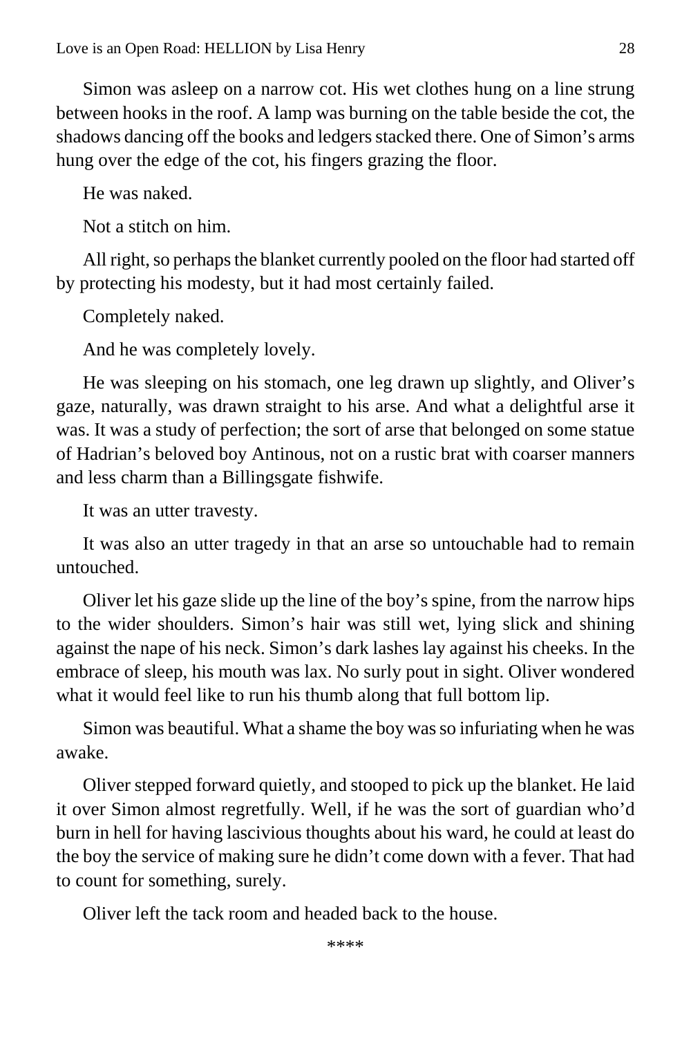Simon was asleep on a narrow cot. His wet clothes hung on a line strung between hooks in the roof. A lamp was burning on the table beside the cot, the shadows dancing off the books and ledgers stacked there. One of Simon's arms hung over the edge of the cot, his fingers grazing the floor.

He was naked.

Not a stitch on him.

All right, so perhaps the blanket currently pooled on the floor had started off by protecting his modesty, but it had most certainly failed.

Completely naked.

And he was completely lovely.

He was sleeping on his stomach, one leg drawn up slightly, and Oliver's gaze, naturally, was drawn straight to his arse. And what a delightful arse it was. It was a study of perfection; the sort of arse that belonged on some statue of Hadrian's beloved boy Antinous, not on a rustic brat with coarser manners and less charm than a Billingsgate fishwife.

It was an utter travesty.

It was also an utter tragedy in that an arse so untouchable had to remain untouched.

Oliver let his gaze slide up the line of the boy's spine, from the narrow hips to the wider shoulders. Simon's hair was still wet, lying slick and shining against the nape of his neck. Simon's dark lashes lay against his cheeks. In the embrace of sleep, his mouth was lax. No surly pout in sight. Oliver wondered what it would feel like to run his thumb along that full bottom lip.

Simon was beautiful. What a shame the boy was so infuriating when he was awake.

Oliver stepped forward quietly, and stooped to pick up the blanket. He laid it over Simon almost regretfully. Well, if he was the sort of guardian who'd burn in hell for having lascivious thoughts about his ward, he could at least do the boy the service of making sure he didn't come down with a fever. That had to count for something, surely.

Oliver left the tack room and headed back to the house.

****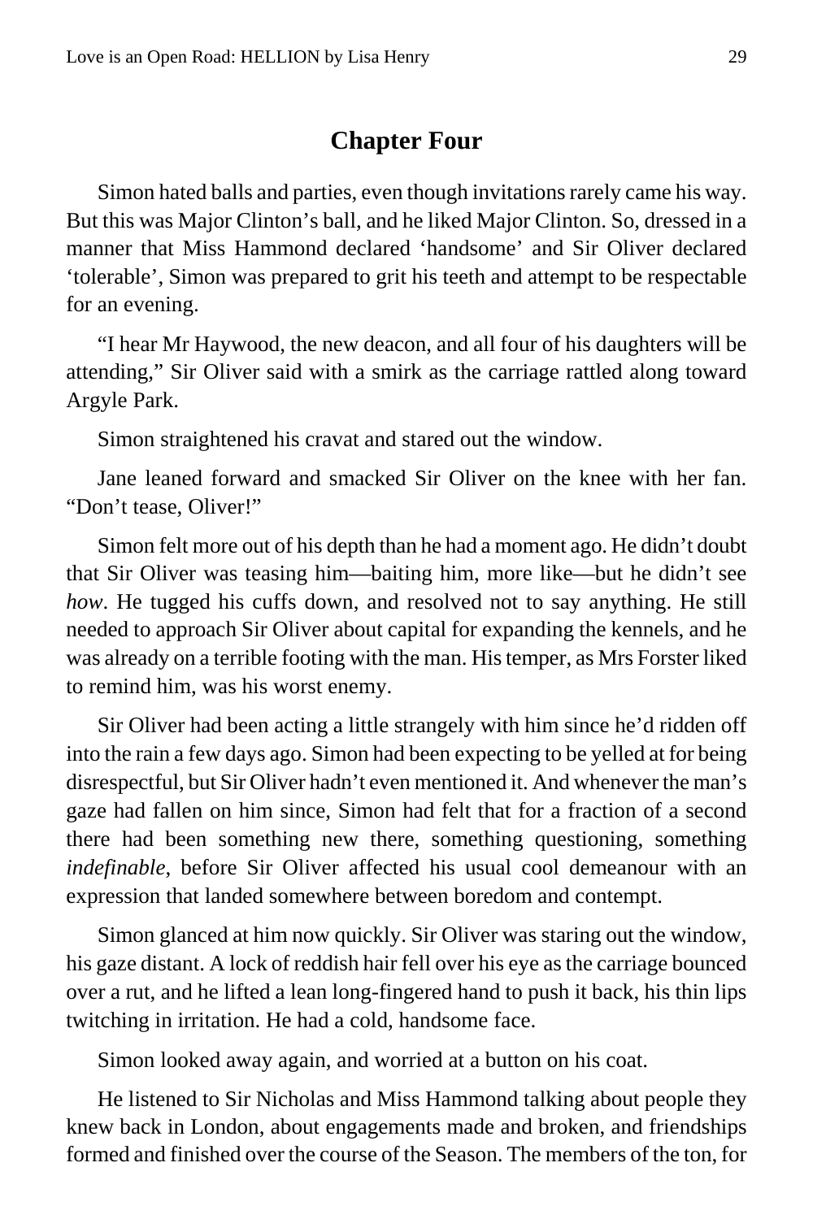## Chapter Four

Simon hated balls and parties, even though invitations rarely came his way. But this was Major Clinton's ball, and he liked Major Clinton. So, dressed in a manner that Miss Hammond declared 'handsome' and Sir Oliver declared 'tolerable', Simon was prepared to grit his teeth and attempt to be respectable for an evening.

"I hear Mr Haywood, the new deacon, and all four of his daughters will be attending," Sir Oliver said with a smirk as the carriage rattled along toward Argyle Park.

Simon straightened his cravat and stared out the window.

Jane leaned forward and smacked Sir Oliver on the knee with her fan. "Don't tease, Oliver!"

Simon felt more out of his depth than he had a moment ago. He didn't doubt that Sir Oliver was teasing him—baiting him, more like—but he didn't see *how*. He tugged his cuffs down, and resolved not to say anything. He still needed to approach Sir Oliver about capital for expanding the kennels, and he was already on a terrible footing with the man. His temper, as Mrs Forster liked to remind him, was his worst enemy.

Sir Oliver had been acting a little strangely with him since he'd ridden off into the rain a few days ago. Simon had been expecting to be yelled at for being disrespectful, but Sir Oliver hadn't even mentioned it. And whenever the man's gaze had fallen on him since, Simon had felt that for a fraction of a second there had been something new there, something questioning, something *indefinable*, before Sir Oliver affected his usual cool demeanour with an expression that landed somewhere between boredom and contempt.

Simon glanced at him now quickly. Sir Oliver was staring out the window, his gaze distant. A lock of reddish hair fell over his eye as the carriage bounced over a rut, and he lifted a lean long-fingered hand to push it back, his thin lips twitching in irritation. He had a cold, handsome face.

Simon looked away again, and worried at a button on his coat.

He listened to Sir Nicholas and Miss Hammond talking about people they knew back in London, about engagements made and broken, and friendships formed and finished over the course of the Season. The members of the ton, for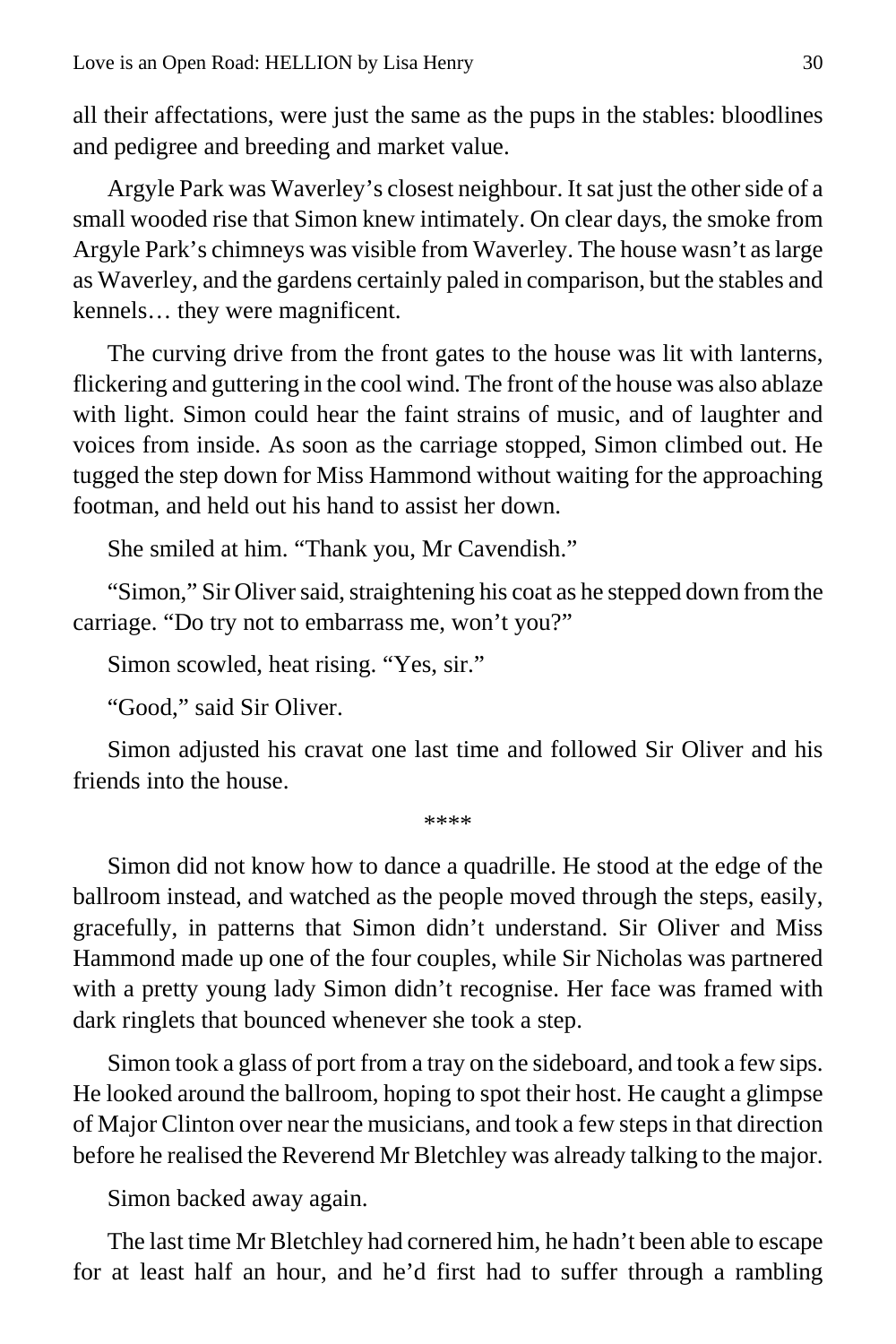all their affectations, were just the same as the pups in the stables: bloodlines and pedigree and breeding and market value.

Argyle Park was Waverley's closest neighbour. It sat just the other side of a small wooded rise that Simon knew intimately. On clear days, the smoke from Argyle Park's chimneys was visible from Waverley. The house wasn't as large as Waverley, and the gardens certainly paled in comparison, but the stables and kennels… they were magnificent.

The curving drive from the front gates to the house was lit with lanterns, flickering and guttering in the cool wind. The front of the house was also ablaze with light. Simon could hear the faint strains of music, and of laughter and voices from inside. As soon as the carriage stopped, Simon climbed out. He tugged the step down for Miss Hammond without waiting for the approaching footman, and held out his hand to assist her down.

She smiled at him. "Thank you, Mr Cavendish."

"Simon," Sir Oliver said, straightening his coat as he stepped down from the carriage. "Do try not to embarrass me, won't you?"

Simon scowled, heat rising. "Yes, sir."

"Good," said Sir Oliver.

Simon adjusted his cravat one last time and followed Sir Oliver and his friends into the house.

****

Simon did not know how to dance a quadrille. He stood at the edge of the ballroom instead, and watched as the people moved through the steps, easily, gracefully, in patterns that Simon didn't understand. Sir Oliver and Miss Hammond made up one of the four couples, while Sir Nicholas was partnered with a pretty young lady Simon didn't recognise. Her face was framed with dark ringlets that bounced whenever she took a step.

Simon took a glass of port from a tray on the sideboard, and took a few sips. He looked around the ballroom, hoping to spot their host. He caught a glimpse of Major Clinton over near the musicians, and took a few steps in that direction before he realised the Reverend Mr Bletchley was already talking to the major.

Simon backed away again.

The last time Mr Bletchley had cornered him, he hadn't been able to escape for at least half an hour, and he'd first had to suffer through a rambling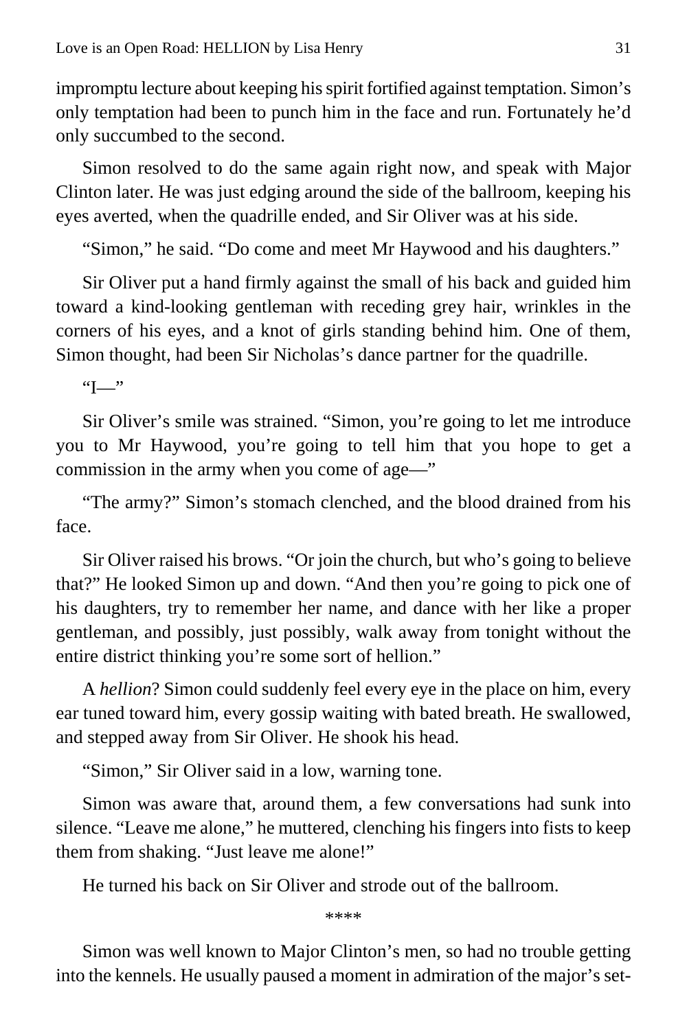impromptu lecture about keeping his spirit fortified against temptation. Simon's only temptation had been to punch him in the face and run. Fortunately he'd only succumbed to the second.

Simon resolved to do the same again right now, and speak with Major Clinton later. He was just edging around the side of the ballroom, keeping his eyes averted, when the quadrille ended, and Sir Oliver was at his side.

"Simon," he said. "Do come and meet Mr Haywood and his daughters."

Sir Oliver put a hand firmly against the small of his back and guided him toward a kind-looking gentleman with receding grey hair, wrinkles in the corners of his eyes, and a knot of girls standing behind him. One of them, Simon thought, had been Sir Nicholas's dance partner for the quadrille.

"I—"

Sir Oliver's smile was strained. "Simon, you're going to let me introduce you to Mr Haywood, you're going to tell him that you hope to get a commission in the army when you come of age—"

"The army?" Simon's stomach clenched, and the blood drained from his face.

Sir Oliver raised his brows. "Or join the church, but who's going to believe that?" He looked Simon up and down. "And then you're going to pick one of his daughters, try to remember her name, and dance with her like a proper gentleman, and possibly, just possibly, walk away from tonight without the entire district thinking you're some sort of hellion."

A *hellion*? Simon could suddenly feel every eye in the place on him, every ear tuned toward him, every gossip waiting with bated breath. He swallowed, and stepped away from Sir Oliver. He shook his head.

"Simon," Sir Oliver said in a low, warning tone.

Simon was aware that, around them, a few conversations had sunk into silence. "Leave me alone," he muttered, clenching his fingers into fists to keep them from shaking. "Just leave me alone!"

He turned his back on Sir Oliver and strode out of the ballroom.

****

Simon was well known to Major Clinton's men, so had no trouble getting into the kennels. He usually paused a moment in admiration of the major's set-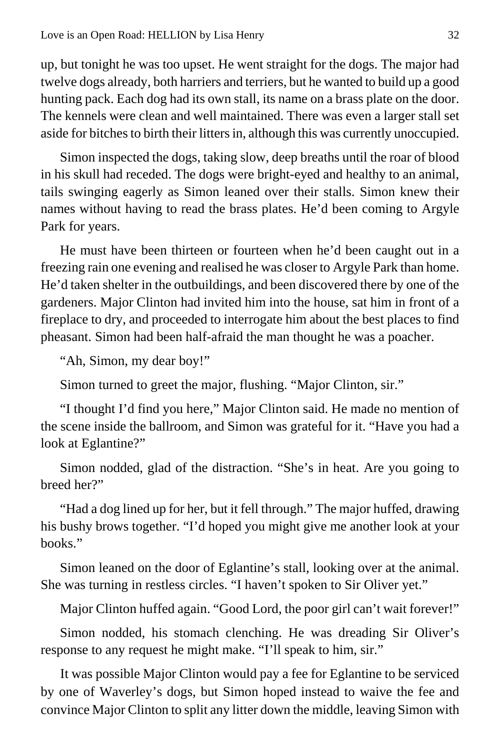up, but tonight he was too upset. He went straight for the dogs. The major had twelve dogs already, both harriers and terriers, but he wanted to build up a good hunting pack. Each dog had its own stall, its name on a brass plate on the door. The kennels were clean and well maintained. There was even a larger stall set aside for bitches to birth their litters in, although this was currently unoccupied.

Simon inspected the dogs, taking slow, deep breaths until the roar of blood in his skull had receded. The dogs were bright-eyed and healthy to an animal, tails swinging eagerly as Simon leaned over their stalls. Simon knew their names without having to read the brass plates. He'd been coming to Argyle Park for years.

He must have been thirteen or fourteen when he'd been caught out in a freezing rain one evening and realised he was closer to Argyle Park than home. He'd taken shelter in the outbuildings, and been discovered there by one of the gardeners. Major Clinton had invited him into the house, sat him in front of a fireplace to dry, and proceeded to interrogate him about the best places to find pheasant. Simon had been half-afraid the man thought he was a poacher.

"Ah, Simon, my dear boy!"

Simon turned to greet the major, flushing. "Major Clinton, sir."

"I thought I'd find you here," Major Clinton said. He made no mention of the scene inside the ballroom, and Simon was grateful for it. "Have you had a look at Eglantine?"

Simon nodded, glad of the distraction. "She's in heat. Are you going to breed her?"

"Had a dog lined up for her, but it fell through." The major huffed, drawing his bushy brows together. "I'd hoped you might give me another look at your books."

Simon leaned on the door of Eglantine's stall, looking over at the animal. She was turning in restless circles. "I haven't spoken to Sir Oliver yet."

Major Clinton huffed again. "Good Lord, the poor girl can't wait forever!"

Simon nodded, his stomach clenching. He was dreading Sir Oliver's response to any request he might make. "I'll speak to him, sir."

It was possible Major Clinton would pay a fee for Eglantine to be serviced by one of Waverley's dogs, but Simon hoped instead to waive the fee and convince Major Clinton to split any litter down the middle, leaving Simon with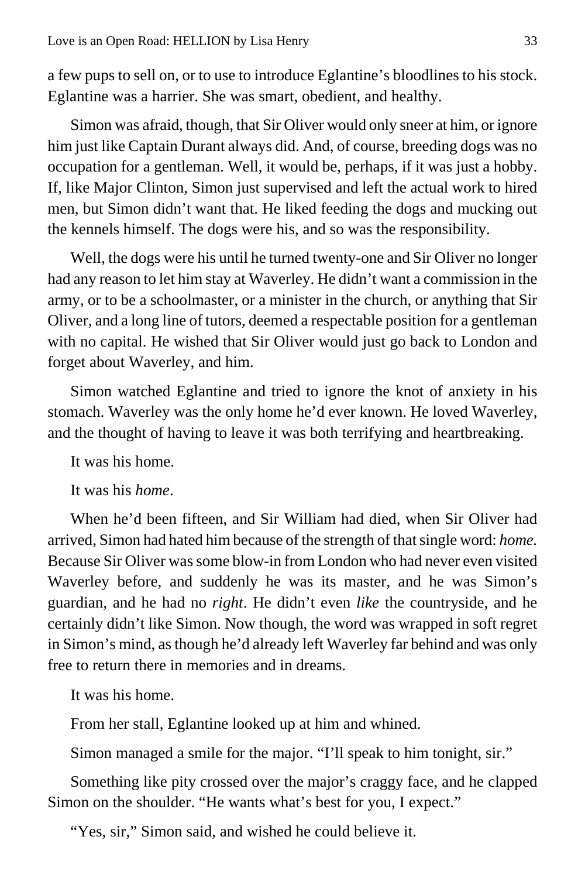a few pups to sell on, or to use to introduce Eglantine's bloodlines to his stock. Eglantine was a harrier. She was smart, obedient, and healthy.

Simon was afraid, though, that Sir Oliver would only sneer at him, or ignore him just like Captain Durant always did. And, of course, breeding dogs was no occupation for a gentleman. Well, it would be, perhaps, if it was just a hobby. If, like Major Clinton, Simon just supervised and left the actual work to hired men, but Simon didn't want that. He liked feeding the dogs and mucking out the kennels himself. The dogs were his, and so was the responsibility.

Well, the dogs were his until he turned twenty-one and Sir Oliver no longer had any reason to let him stay at Waverley. He didn't want a commission in the army, or to be a schoolmaster, or a minister in the church, or anything that Sir Oliver, and a long line of tutors, deemed a respectable position for a gentleman with no capital. He wished that Sir Oliver would just go back to London and forget about Waverley, and him.

Simon watched Eglantine and tried to ignore the knot of anxiety in his stomach. Waverley was the only home he'd ever known. He loved Waverley, and the thought of having to leave it was both terrifying and heartbreaking.

It was his home.

It was his *home*.

When he'd been fifteen, and Sir William had died, when Sir Oliver had arrived, Simon had hated him because of the strength of that single word: *home.* Because Sir Oliver was some blow-in from London who had never even visited Waverley before, and suddenly he was its master, and he was Simon's guardian, and he had no *right*. He didn't even *like* the countryside, and he certainly didn't like Simon. Now though, the word was wrapped in soft regret in Simon's mind, as though he'd already left Waverley far behind and was only free to return there in memories and in dreams.

It was his home.

From her stall, Eglantine looked up at him and whined.

Simon managed a smile for the major. "I'll speak to him tonight, sir."

Something like pity crossed over the major's craggy face, and he clapped Simon on the shoulder. "He wants what's best for you, I expect."

"Yes, sir," Simon said, and wished he could believe it.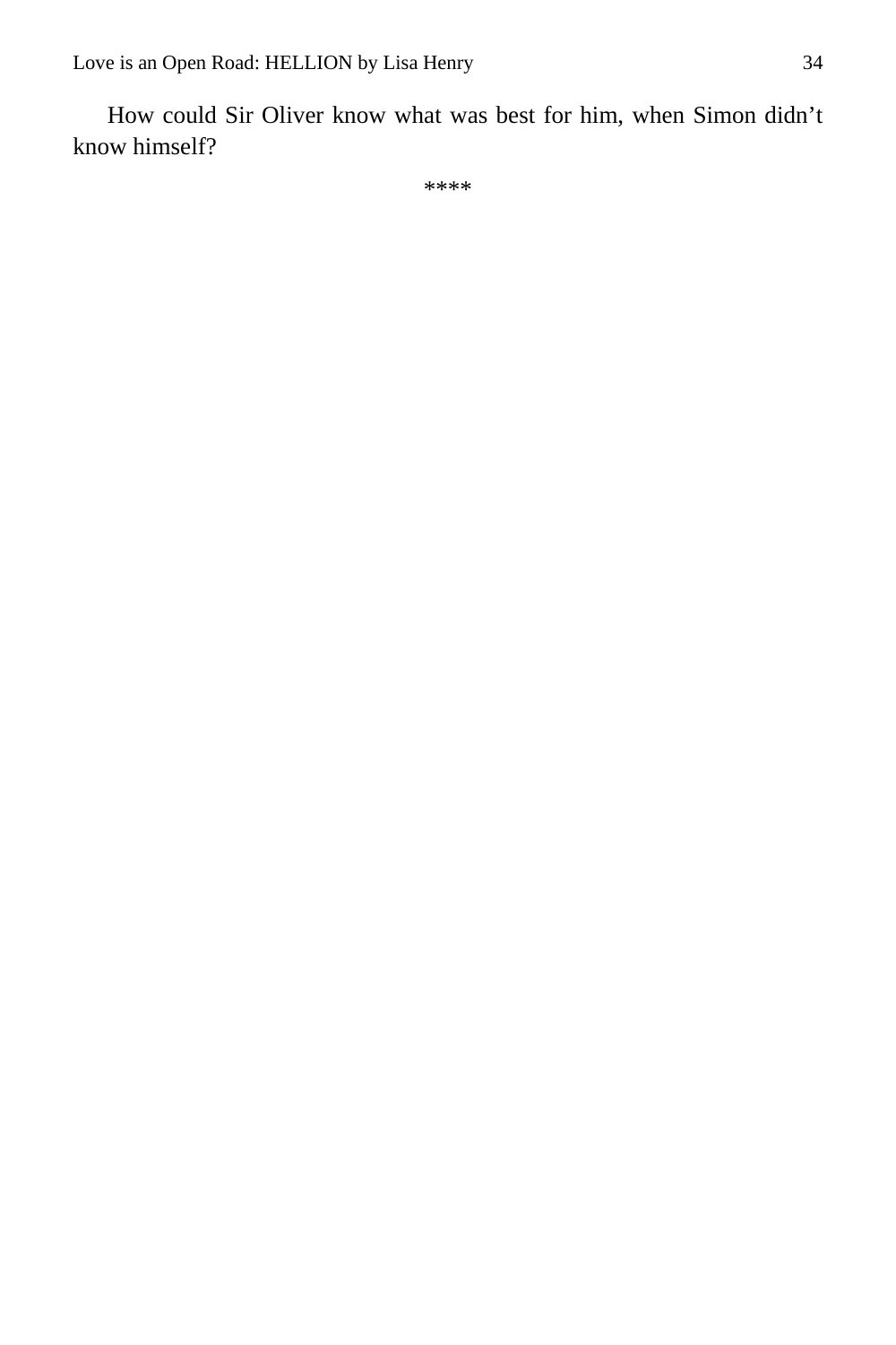How could Sir Oliver know what was best for him, when Simon didn't know himself?

****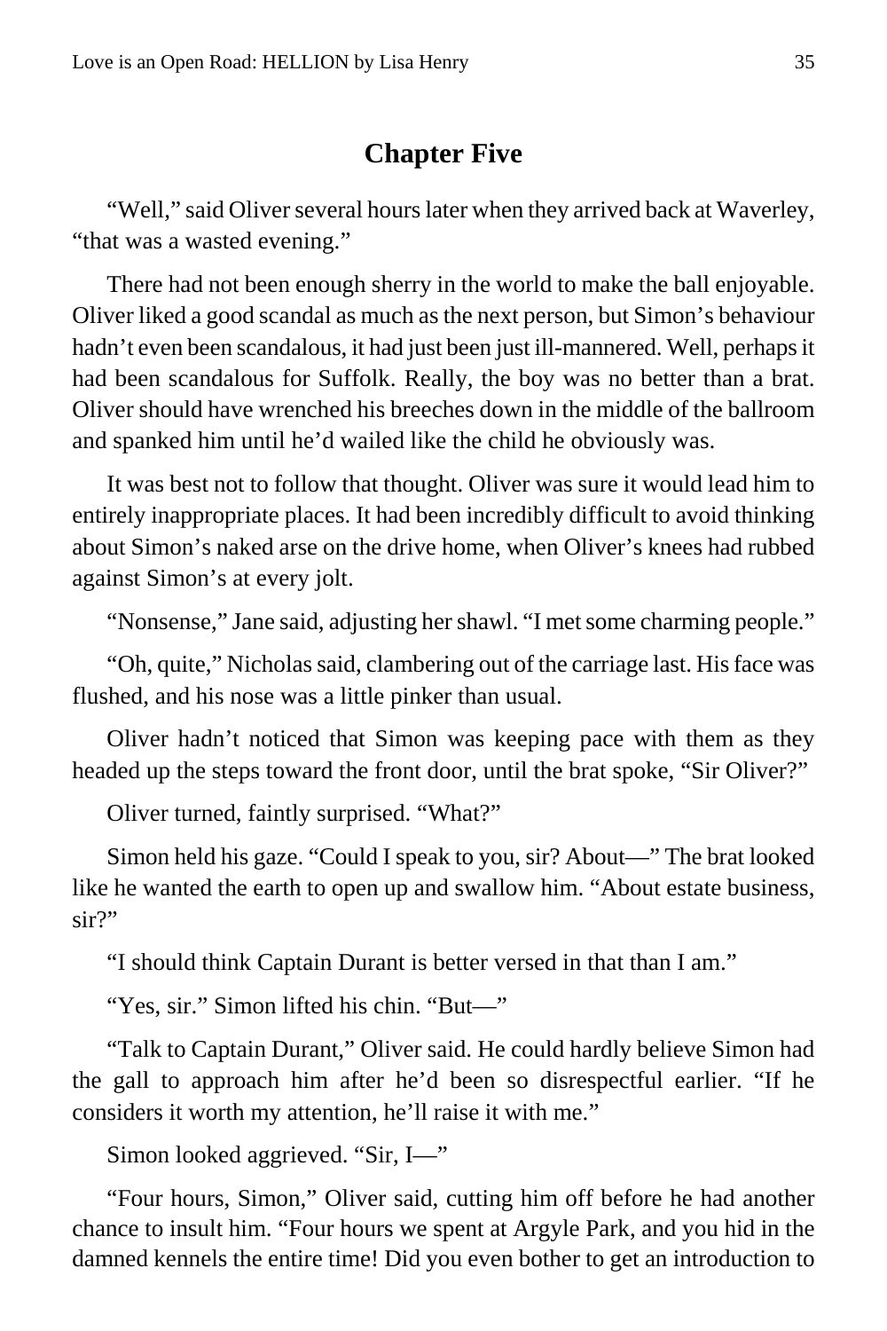## Chapter Five

"Well," said Oliver several hours later when they arrived back at Waverley, "that was a wasted evening."

There had not been enough sherry in the world to make the ball enjoyable. Oliver liked a good scandal as much as the next person, but Simon's behaviour hadn't even been scandalous, it had just been just ill-mannered. Well, perhaps it had been scandalous for Suffolk. Really, the boy was no better than a brat. Oliver should have wrenched his breeches down in the middle of the ballroom and spanked him until he'd wailed like the child he obviously was.

It was best not to follow that thought. Oliver was sure it would lead him to entirely inappropriate places. It had been incredibly difficult to avoid thinking about Simon's naked arse on the drive home, when Oliver's knees had rubbed against Simon's at every jolt.

"Nonsense," Jane said, adjusting her shawl. "I met some charming people."

"Oh, quite," Nicholas said, clambering out of the carriage last. His face was flushed, and his nose was a little pinker than usual.

Oliver hadn't noticed that Simon was keeping pace with them as they headed up the steps toward the front door, until the brat spoke, "Sir Oliver?"

Oliver turned, faintly surprised. "What?"

Simon held his gaze. "Could I speak to you, sir? About—" The brat looked like he wanted the earth to open up and swallow him. "About estate business, sir?"

"I should think Captain Durant is better versed in that than I am."

"Yes, sir." Simon lifted his chin. "But—"

"Talk to Captain Durant," Oliver said. He could hardly believe Simon had the gall to approach him after he'd been so disrespectful earlier. "If he considers it worth my attention, he'll raise it with me."

Simon looked aggrieved. "Sir, I—"

"Four hours, Simon," Oliver said, cutting him off before he had another chance to insult him. "Four hours we spent at Argyle Park, and you hid in the damned kennels the entire time! Did you even bother to get an introduction to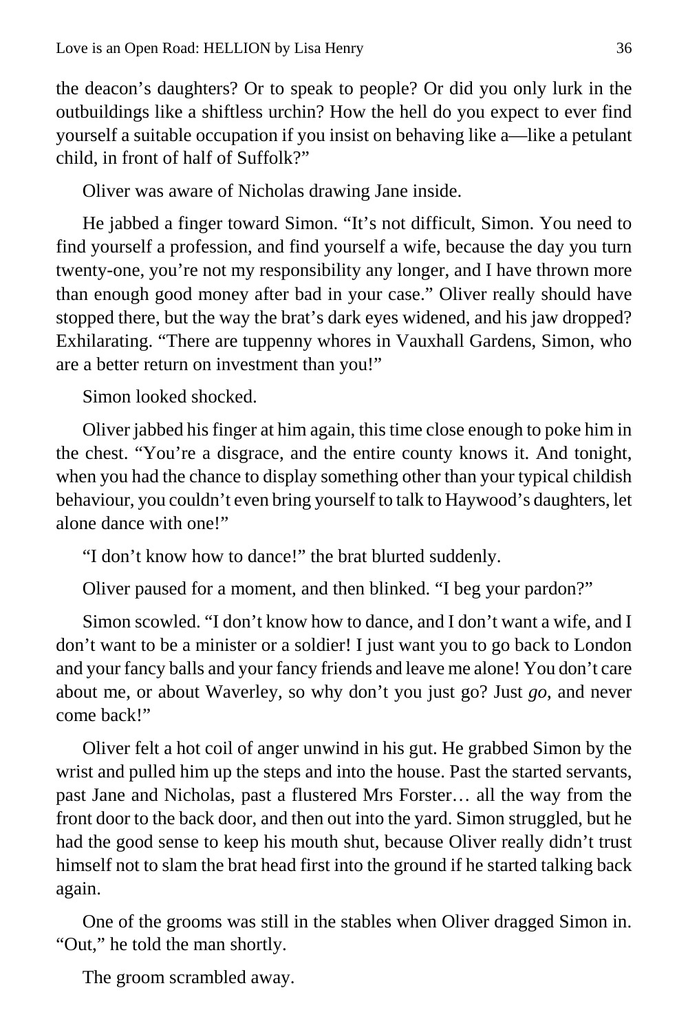the deacon's daughters? Or to speak to people? Or did you only lurk in the outbuildings like a shiftless urchin? How the hell do you expect to ever find yourself a suitable occupation if you insist on behaving like a—like a petulant child, in front of half of Suffolk?"

Oliver was aware of Nicholas drawing Jane inside.

He jabbed a finger toward Simon. "It's not difficult, Simon. You need to find yourself a profession, and find yourself a wife, because the day you turn twenty-one, you're not my responsibility any longer, and I have thrown more than enough good money after bad in your case." Oliver really should have stopped there, but the way the brat's dark eyes widened, and his jaw dropped? Exhilarating. "There are tuppenny whores in Vauxhall Gardens, Simon, who are a better return on investment than you!"

Simon looked shocked.

Oliver jabbed his finger at him again, this time close enough to poke him in the chest. "You're a disgrace, and the entire county knows it. And tonight, when you had the chance to display something other than your typical childish behaviour, you couldn't even bring yourself to talk to Haywood's daughters, let alone dance with one!"

"I don't know how to dance!" the brat blurted suddenly.

Oliver paused for a moment, and then blinked. "I beg your pardon?"

Simon scowled. "I don't know how to dance, and I don't want a wife, and I don't want to be a minister or a soldier! I just want you to go back to London and your fancy balls and your fancy friends and leave me alone! You don't care about me, or about Waverley, so why don't you just go? Just *go*, and never come back!"

Oliver felt a hot coil of anger unwind in his gut. He grabbed Simon by the wrist and pulled him up the steps and into the house. Past the started servants, past Jane and Nicholas, past a flustered Mrs Forster… all the way from the front door to the back door, and then out into the yard. Simon struggled, but he had the good sense to keep his mouth shut, because Oliver really didn't trust himself not to slam the brat head first into the ground if he started talking back again.

One of the grooms was still in the stables when Oliver dragged Simon in. "Out," he told the man shortly.

The groom scrambled away.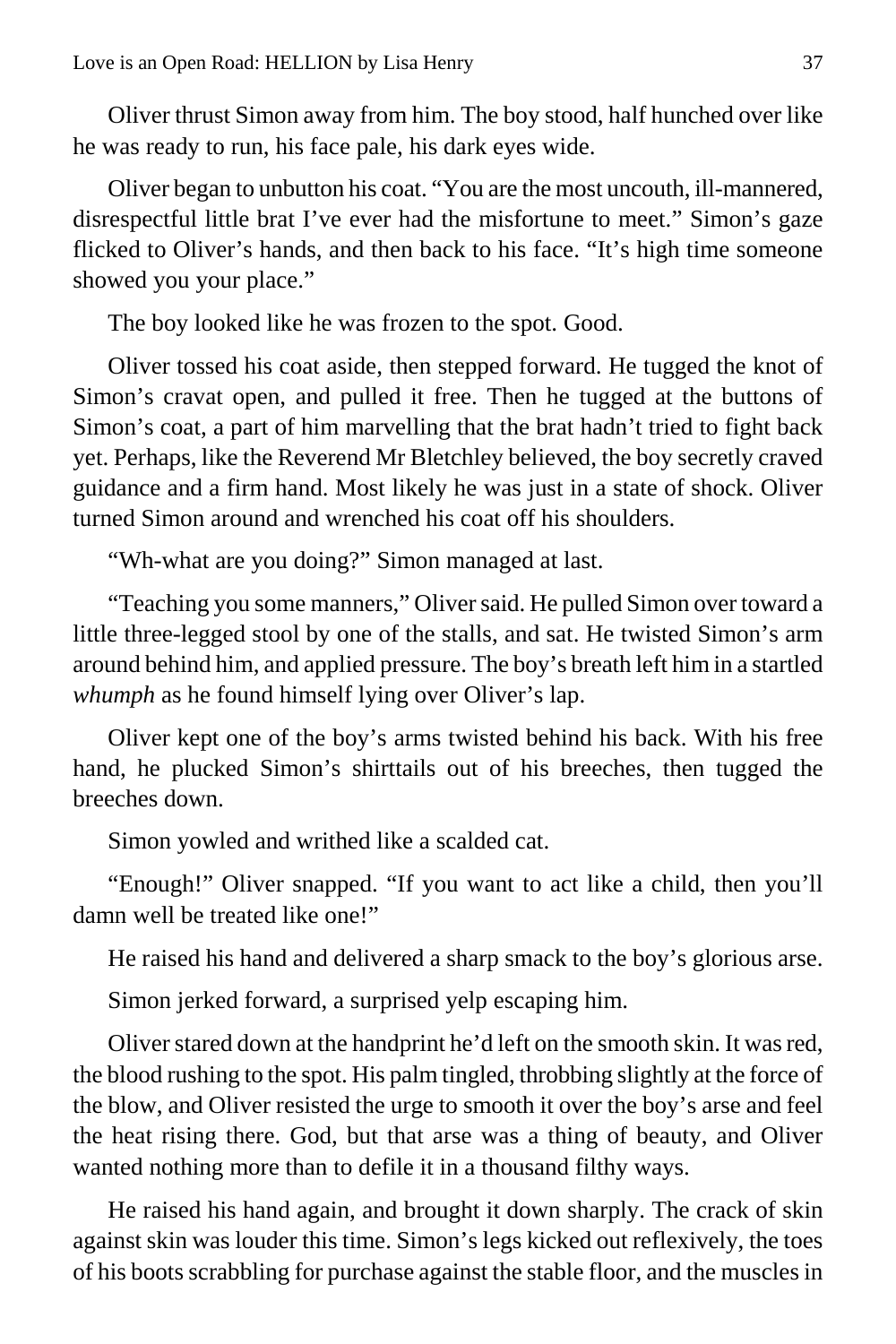Oliver thrust Simon away from him. The boy stood, half hunched over like he was ready to run, his face pale, his dark eyes wide.

Oliver began to unbutton his coat. "You are the most uncouth, ill-mannered, disrespectful little brat I've ever had the misfortune to meet." Simon's gaze flicked to Oliver's hands, and then back to his face. "It's high time someone showed you your place."

The boy looked like he was frozen to the spot. Good.

Oliver tossed his coat aside, then stepped forward. He tugged the knot of Simon's cravat open, and pulled it free. Then he tugged at the buttons of Simon's coat, a part of him marvelling that the brat hadn't tried to fight back yet. Perhaps, like the Reverend Mr Bletchley believed, the boy secretly craved guidance and a firm hand. Most likely he was just in a state of shock. Oliver turned Simon around and wrenched his coat off his shoulders.

"Wh-what are you doing?" Simon managed at last.

"Teaching you some manners," Oliver said. He pulled Simon over toward a little three-legged stool by one of the stalls, and sat. He twisted Simon's arm around behind him, and applied pressure. The boy's breath left him in a startled *whumph* as he found himself lying over Oliver's lap.

Oliver kept one of the boy's arms twisted behind his back. With his free hand, he plucked Simon's shirttails out of his breeches, then tugged the breeches down.

Simon yowled and writhed like a scalded cat.

"Enough!" Oliver snapped. "If you want to act like a child, then you'll damn well be treated like one!"

He raised his hand and delivered a sharp smack to the boy's glorious arse.

Simon jerked forward, a surprised yelp escaping him.

Oliver stared down at the handprint he'd left on the smooth skin. It was red, the blood rushing to the spot. His palm tingled, throbbing slightly at the force of the blow, and Oliver resisted the urge to smooth it over the boy's arse and feel the heat rising there. God, but that arse was a thing of beauty, and Oliver wanted nothing more than to defile it in a thousand filthy ways.

He raised his hand again, and brought it down sharply. The crack of skin against skin was louder this time. Simon's legs kicked out reflexively, the toes of his boots scrabbling for purchase against the stable floor, and the muscles in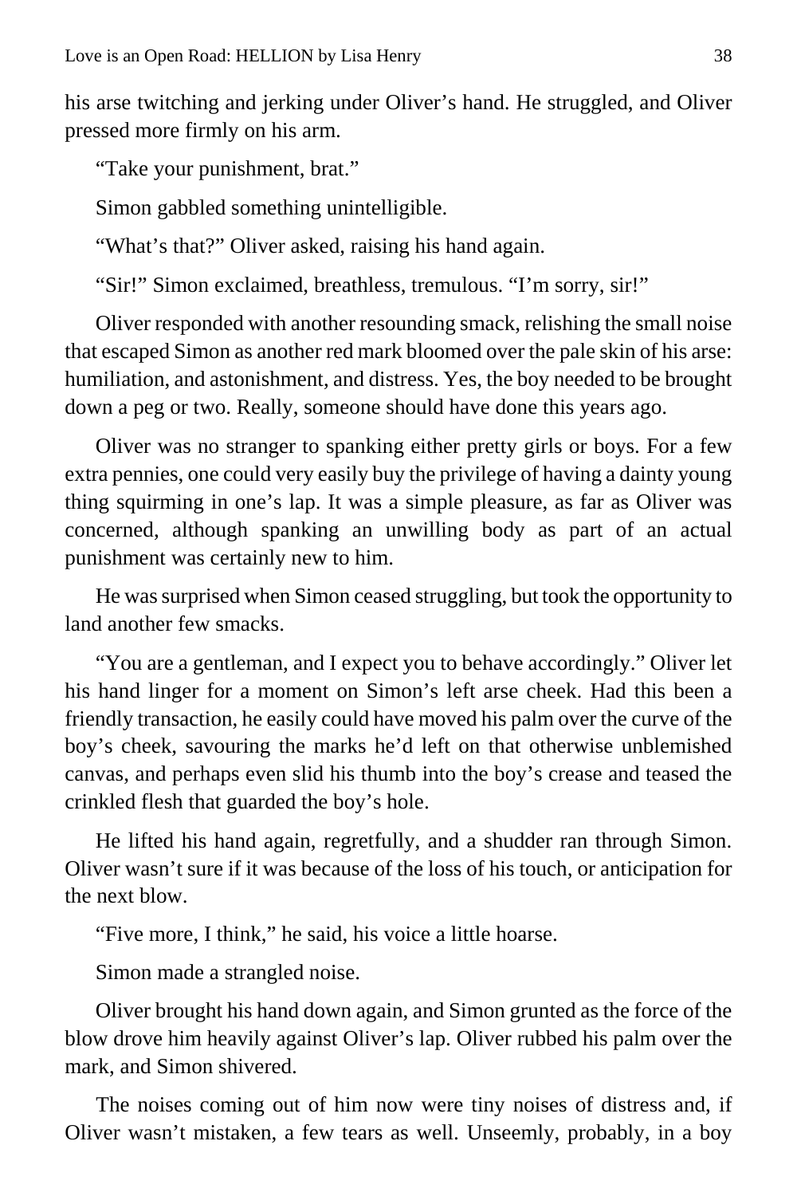his arse twitching and jerking under Oliver's hand. He struggled, and Oliver pressed more firmly on his arm.

"Take your punishment, brat."

Simon gabbled something unintelligible.

"What's that?" Oliver asked, raising his hand again.

"Sir!" Simon exclaimed, breathless, tremulous. "I'm sorry, sir!"

Oliver responded with another resounding smack, relishing the small noise that escaped Simon as another red mark bloomed over the pale skin of his arse: humiliation, and astonishment, and distress. Yes, the boy needed to be brought down a peg or two. Really, someone should have done this years ago.

Oliver was no stranger to spanking either pretty girls or boys. For a few extra pennies, one could very easily buy the privilege of having a dainty young thing squirming in one's lap. It was a simple pleasure, as far as Oliver was concerned, although spanking an unwilling body as part of an actual punishment was certainly new to him.

He was surprised when Simon ceased struggling, but took the opportunity to land another few smacks.

"You are a gentleman, and I expect you to behave accordingly." Oliver let his hand linger for a moment on Simon's left arse cheek. Had this been a friendly transaction, he easily could have moved his palm over the curve of the boy's cheek, savouring the marks he'd left on that otherwise unblemished canvas, and perhaps even slid his thumb into the boy's crease and teased the crinkled flesh that guarded the boy's hole.

He lifted his hand again, regretfully, and a shudder ran through Simon. Oliver wasn't sure if it was because of the loss of his touch, or anticipation for the next blow.

"Five more, I think," he said, his voice a little hoarse.

Simon made a strangled noise.

Oliver brought his hand down again, and Simon grunted as the force of the blow drove him heavily against Oliver's lap. Oliver rubbed his palm over the mark, and Simon shivered.

The noises coming out of him now were tiny noises of distress and, if Oliver wasn't mistaken, a few tears as well. Unseemly, probably, in a boy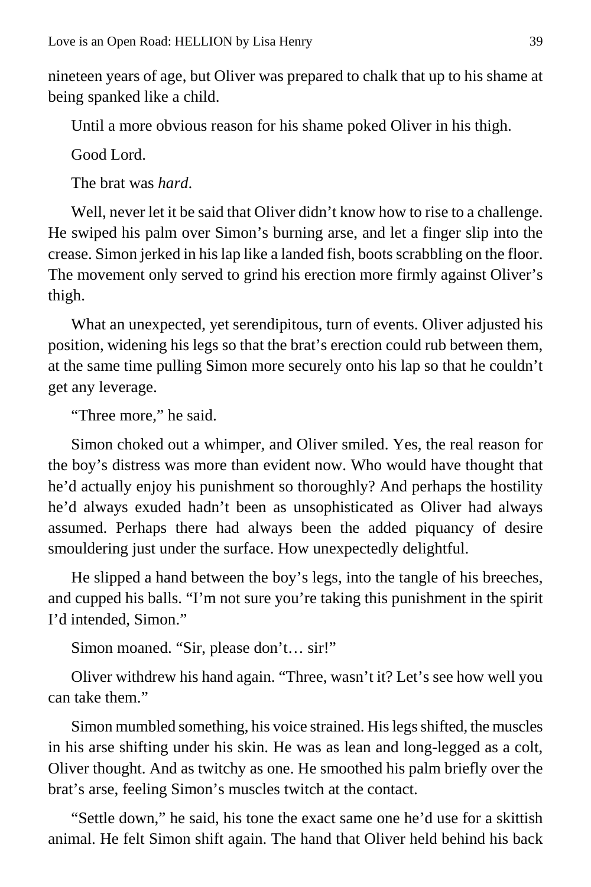nineteen years of age, but Oliver was prepared to chalk that up to his shame at being spanked like a child.

Until a more obvious reason for his shame poked Oliver in his thigh.

Good Lord.

The brat was *hard*.

Well, never let it be said that Oliver didn't know how to rise to a challenge. He swiped his palm over Simon's burning arse, and let a finger slip into the crease. Simon jerked in his lap like a landed fish, boots scrabbling on the floor. The movement only served to grind his erection more firmly against Oliver's thigh.

What an unexpected, yet serendipitous, turn of events. Oliver adjusted his position, widening his legs so that the brat's erection could rub between them, at the same time pulling Simon more securely onto his lap so that he couldn't get any leverage.

"Three more," he said.

Simon choked out a whimper, and Oliver smiled. Yes, the real reason for the boy's distress was more than evident now. Who would have thought that he'd actually enjoy his punishment so thoroughly? And perhaps the hostility he'd always exuded hadn't been as unsophisticated as Oliver had always assumed. Perhaps there had always been the added piquancy of desire smouldering just under the surface. How unexpectedly delightful.

He slipped a hand between the boy's legs, into the tangle of his breeches, and cupped his balls. "I'm not sure you're taking this punishment in the spirit I'd intended, Simon."

Simon moaned. "Sir, please don't… sir!"

Oliver withdrew his hand again. "Three, wasn't it? Let's see how well you can take them."

Simon mumbled something, his voice strained. His legs shifted, the muscles in his arse shifting under his skin. He was as lean and long-legged as a colt, Oliver thought. And as twitchy as one. He smoothed his palm briefly over the brat's arse, feeling Simon's muscles twitch at the contact.

"Settle down," he said, his tone the exact same one he'd use for a skittish animal. He felt Simon shift again. The hand that Oliver held behind his back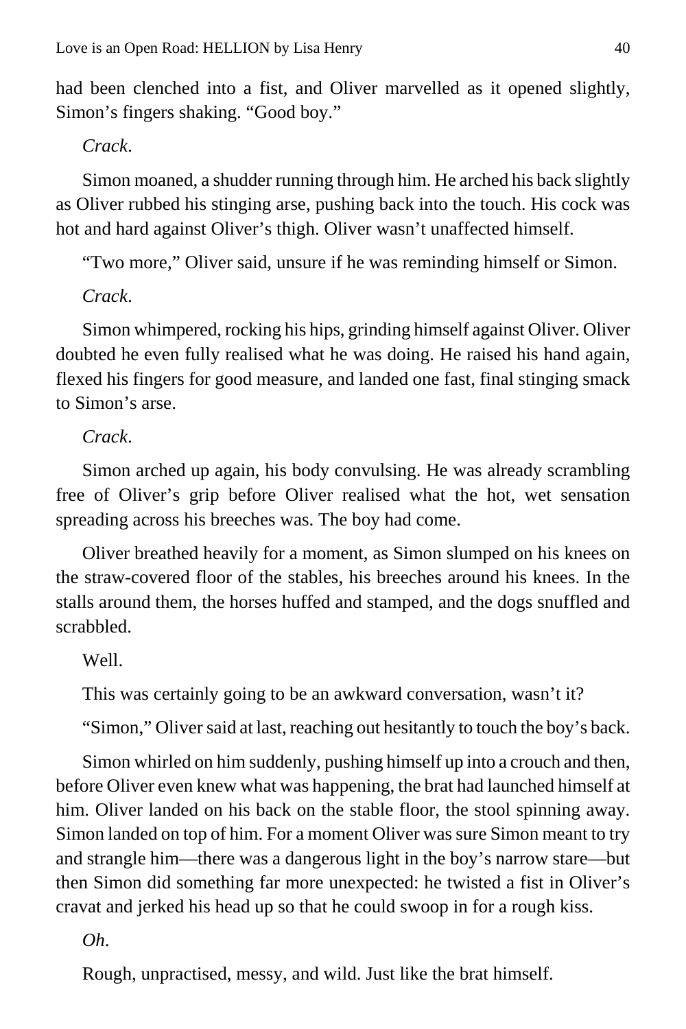had been clenched into a fist, and Oliver marvelled as it opened slightly, Simon's fingers shaking. "Good boy."

*Crack*.

Simon moaned, a shudder running through him. He arched his back slightly as Oliver rubbed his stinging arse, pushing back into the touch. His cock was hot and hard against Oliver's thigh. Oliver wasn't unaffected himself.

"Two more," Oliver said, unsure if he was reminding himself or Simon.

*Crack*.

Simon whimpered, rocking his hips, grinding himself against Oliver. Oliver doubted he even fully realised what he was doing. He raised his hand again, flexed his fingers for good measure, and landed one fast, final stinging smack to Simon's arse.

*Crack*.

Simon arched up again, his body convulsing. He was already scrambling free of Oliver's grip before Oliver realised what the hot, wet sensation spreading across his breeches was. The boy had come.

Oliver breathed heavily for a moment, as Simon slumped on his knees on the straw-covered floor of the stables, his breeches around his knees. In the stalls around them, the horses huffed and stamped, and the dogs snuffled and scrabbled.

Well.

This was certainly going to be an awkward conversation, wasn't it?

"Simon," Oliver said at last, reaching out hesitantly to touch the boy's back.

Simon whirled on him suddenly, pushing himself up into a crouch and then, before Oliver even knew what was happening, the brat had launched himself at him. Oliver landed on his back on the stable floor, the stool spinning away. Simon landed on top of him. For a moment Oliver was sure Simon meant to try and strangle him—there was a dangerous light in the boy's narrow stare—but then Simon did something far more unexpected: he twisted a fist in Oliver's cravat and jerked his head up so that he could swoop in for a rough kiss.

*Oh*.

Rough, unpractised, messy, and wild. Just like the brat himself.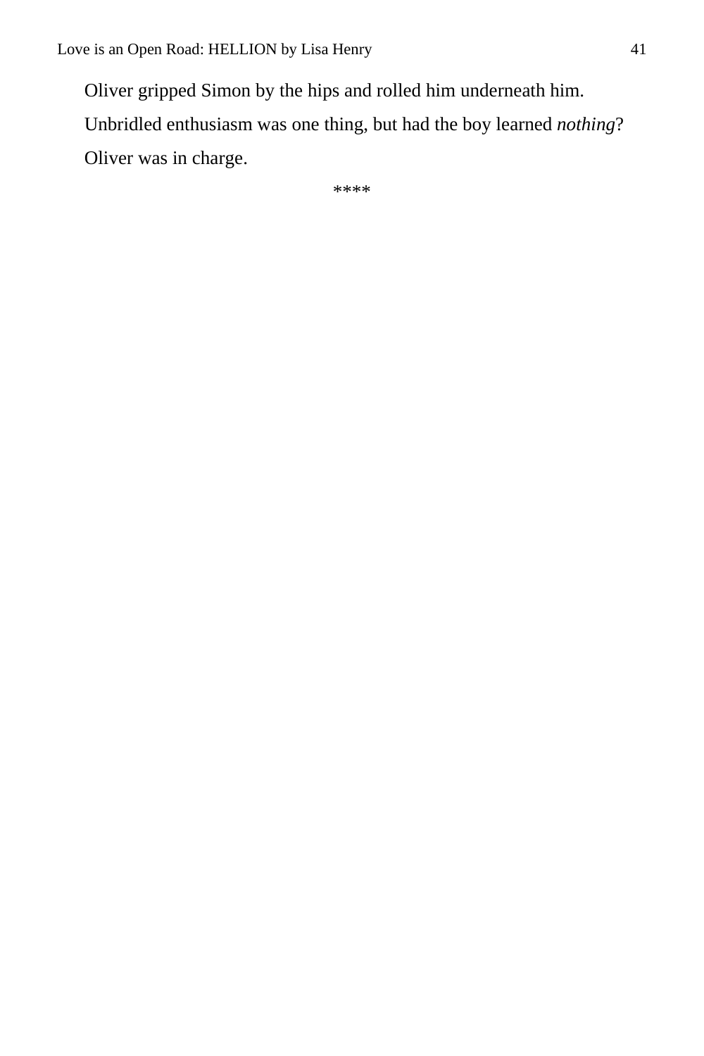Oliver gripped Simon by the hips and rolled him underneath him. Unbridled enthusiasm was one thing, but had the boy learned *nothing*? Oliver was in charge.

****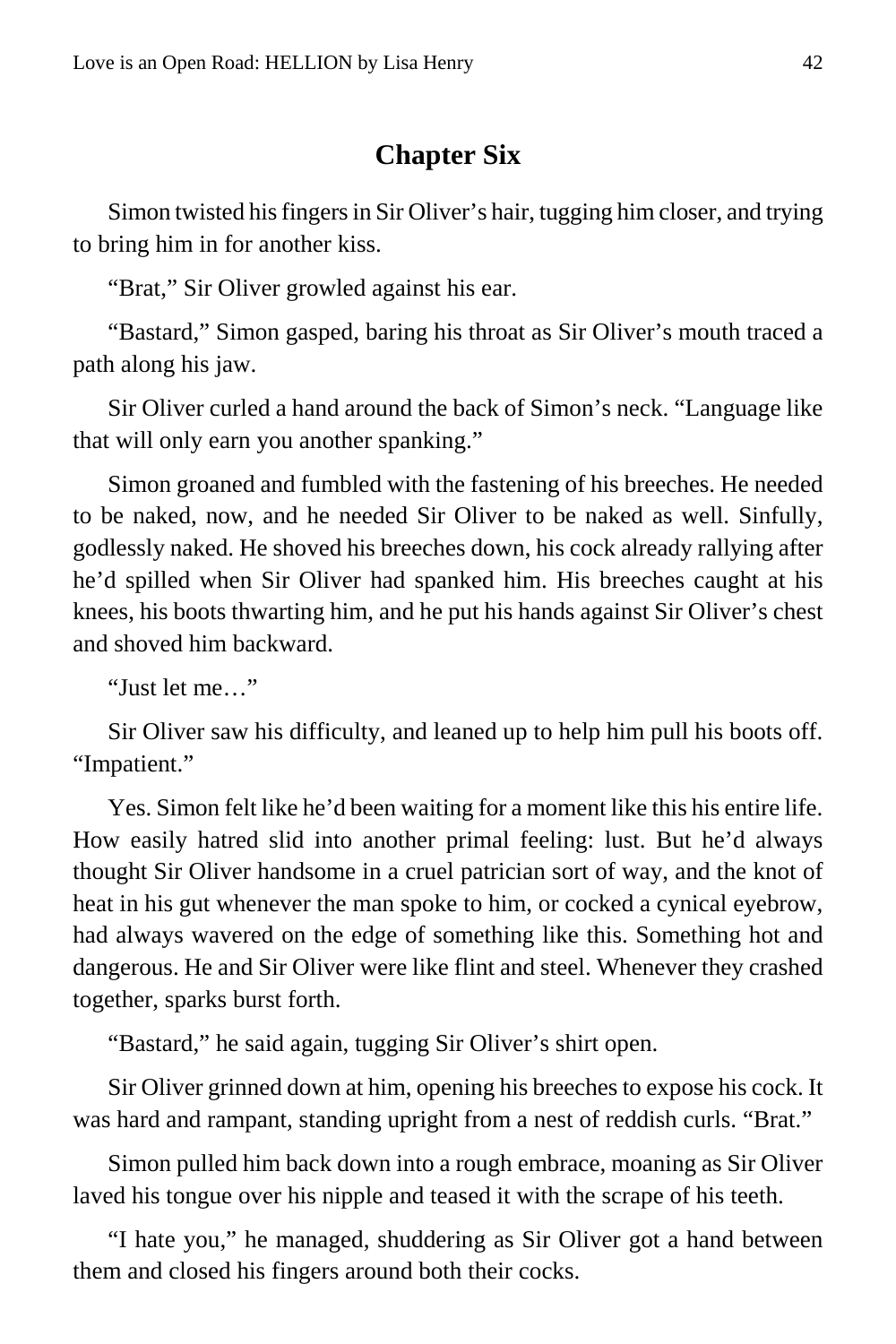## Chapter Six

Simon twisted his fingers in Sir Oliver's hair, tugging him closer, and trying to bring him in for another kiss.

"Brat," Sir Oliver growled against his ear.

"Bastard," Simon gasped, baring his throat as Sir Oliver's mouth traced a path along his jaw.

Sir Oliver curled a hand around the back of Simon's neck. "Language like that will only earn you another spanking."

Simon groaned and fumbled with the fastening of his breeches. He needed to be naked, now, and he needed Sir Oliver to be naked as well. Sinfully, godlessly naked. He shoved his breeches down, his cock already rallying after he'd spilled when Sir Oliver had spanked him. His breeches caught at his knees, his boots thwarting him, and he put his hands against Sir Oliver's chest and shoved him backward.

"Just let me…"

Sir Oliver saw his difficulty, and leaned up to help him pull his boots off. "Impatient."

Yes. Simon felt like he'd been waiting for a moment like this his entire life. How easily hatred slid into another primal feeling: lust. But he'd always thought Sir Oliver handsome in a cruel patrician sort of way, and the knot of heat in his gut whenever the man spoke to him, or cocked a cynical eyebrow, had always wavered on the edge of something like this. Something hot and dangerous. He and Sir Oliver were like flint and steel. Whenever they crashed together, sparks burst forth.

"Bastard," he said again, tugging Sir Oliver's shirt open.

Sir Oliver grinned down at him, opening his breeches to expose his cock. It was hard and rampant, standing upright from a nest of reddish curls. "Brat."

Simon pulled him back down into a rough embrace, moaning as Sir Oliver laved his tongue over his nipple and teased it with the scrape of his teeth.

"I hate you," he managed, shuddering as Sir Oliver got a hand between them and closed his fingers around both their cocks.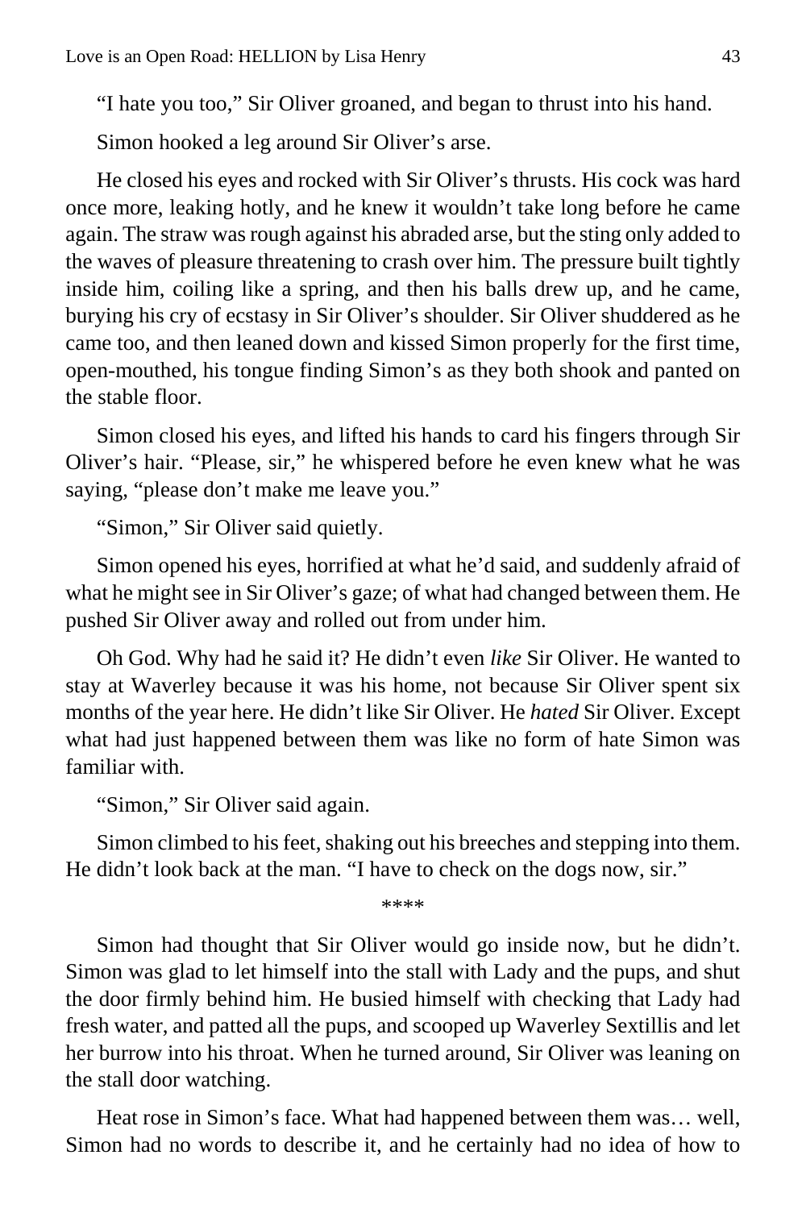"I hate you too," Sir Oliver groaned, and began to thrust into his hand.

Simon hooked a leg around Sir Oliver's arse.

He closed his eyes and rocked with Sir Oliver's thrusts. His cock was hard once more, leaking hotly, and he knew it wouldn't take long before he came again. The straw was rough against his abraded arse, but the sting only added to the waves of pleasure threatening to crash over him. The pressure built tightly inside him, coiling like a spring, and then his balls drew up, and he came, burying his cry of ecstasy in Sir Oliver's shoulder. Sir Oliver shuddered as he came too, and then leaned down and kissed Simon properly for the first time, open-mouthed, his tongue finding Simon's as they both shook and panted on the stable floor.

Simon closed his eyes, and lifted his hands to card his fingers through Sir Oliver's hair. "Please, sir," he whispered before he even knew what he was saying, "please don't make me leave you."

"Simon," Sir Oliver said quietly.

Simon opened his eyes, horrified at what he'd said, and suddenly afraid of what he might see in Sir Oliver's gaze; of what had changed between them. He pushed Sir Oliver away and rolled out from under him.

Oh God. Why had he said it? He didn't even *like* Sir Oliver. He wanted to stay at Waverley because it was his home, not because Sir Oliver spent six months of the year here. He didn't like Sir Oliver. He *hated* Sir Oliver. Except what had just happened between them was like no form of hate Simon was familiar with.

"Simon," Sir Oliver said again.

Simon climbed to his feet, shaking out his breeches and stepping into them. He didn't look back at the man. "I have to check on the dogs now, sir."

****

Simon had thought that Sir Oliver would go inside now, but he didn't. Simon was glad to let himself into the stall with Lady and the pups, and shut the door firmly behind him. He busied himself with checking that Lady had fresh water, and patted all the pups, and scooped up Waverley Sextillis and let her burrow into his throat. When he turned around, Sir Oliver was leaning on the stall door watching.

Heat rose in Simon's face. What had happened between them was… well, Simon had no words to describe it, and he certainly had no idea of how to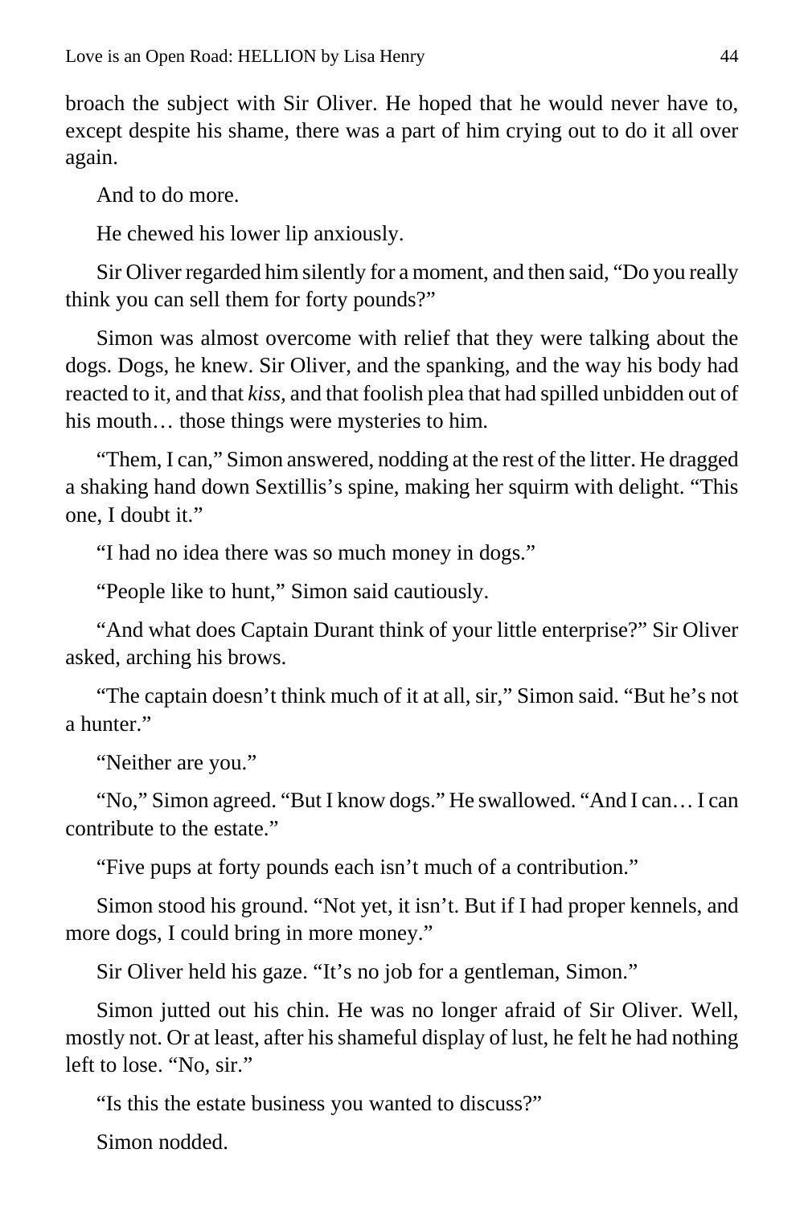broach the subject with Sir Oliver. He hoped that he would never have to, except despite his shame, there was a part of him crying out to do it all over again.

And to do more.

He chewed his lower lip anxiously.

Sir Oliver regarded him silently for a moment, and then said, "Do you really think you can sell them for forty pounds?"

Simon was almost overcome with relief that they were talking about the dogs. Dogs, he knew. Sir Oliver, and the spanking, and the way his body had reacted to it, and that *kiss*, and that foolish plea that had spilled unbidden out of his mouth… those things were mysteries to him.

"Them, I can," Simon answered, nodding at the rest of the litter. He dragged a shaking hand down Sextillis's spine, making her squirm with delight. "This one, I doubt it."

"I had no idea there was so much money in dogs."

"People like to hunt," Simon said cautiously.

"And what does Captain Durant think of your little enterprise?" Sir Oliver asked, arching his brows.

"The captain doesn't think much of it at all, sir," Simon said. "But he's not a hunter."

"Neither are you."

"No," Simon agreed. "But I know dogs." He swallowed. "And I can… I can contribute to the estate."

"Five pups at forty pounds each isn't much of a contribution."

Simon stood his ground. "Not yet, it isn't. But if I had proper kennels, and more dogs, I could bring in more money."

Sir Oliver held his gaze. "It's no job for a gentleman, Simon."

Simon jutted out his chin. He was no longer afraid of Sir Oliver. Well, mostly not. Or at least, after his shameful display of lust, he felt he had nothing left to lose. "No, sir."

"Is this the estate business you wanted to discuss?"

Simon nodded.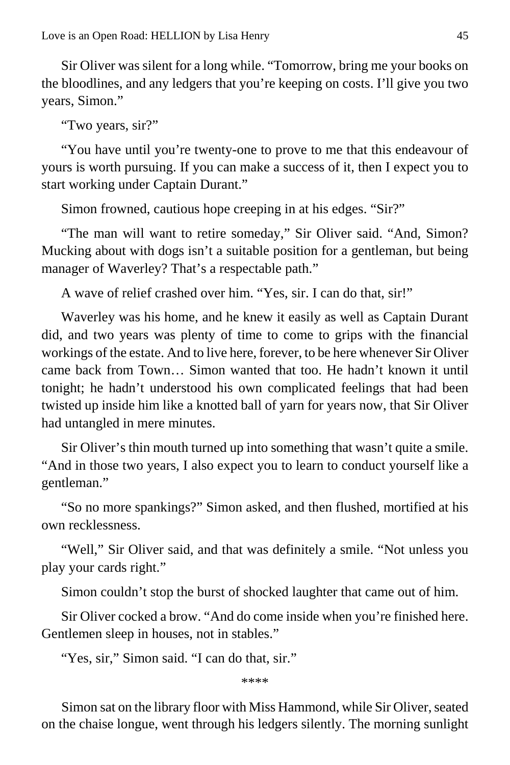Sir Oliver was silent for a long while. “Tomorrow, bring me your books on the bloodlines, and any ledgers that you’re keeping on costs. I’ll give you two years, Simon.”

“Two years, sir?”

“You have until you’re twenty-one to prove to me that this endeavour of yours is worth pursuing. If you can make a success of it, then I expect you to start working under Captain Durant.”

Simon frowned, cautious hope creeping in at his edges. “Sir?”

“The man will want to retire someday,” Sir Oliver said. “And, Simon? Mucking about with dogs isn’t a suitable position for a gentleman, but being manager of Waverley? That’s a respectable path.”

A wave of relief crashed over him. “Yes, sir. I can do that, sir!”

Waverley was his home, and he knew it easily as well as Captain Durant did, and two years was plenty of time to come to grips with the financial workings of the estate. And to live here, forever, to be here whenever Sir Oliver came back from Town… Simon wanted that too. He hadn’t known it until tonight; he hadn’t understood his own complicated feelings that had been twisted up inside him like a knotted ball of yarn for years now, that Sir Oliver had untangled in mere minutes.

Sir Oliver’s thin mouth turned up into something that wasn’t quite a smile. “And in those two years, I also expect you to learn to conduct yourself like a gentleman.”

“So no more spankings?” Simon asked, and then flushed, mortified at his own recklessness.

“Well,” Sir Oliver said, and that was definitely a smile. “Not unless you play your cards right.”

Simon couldn’t stop the burst of shocked laughter that came out of him.

Sir Oliver cocked a brow. “And do come inside when you’re finished here. Gentlemen sleep in houses, not in stables.”

“Yes, sir,” Simon said. “I can do that, sir.”

****

Simon sat on the library floor with Miss Hammond, while Sir Oliver, seated on the chaise longue, went through his ledgers silently. The morning sunlight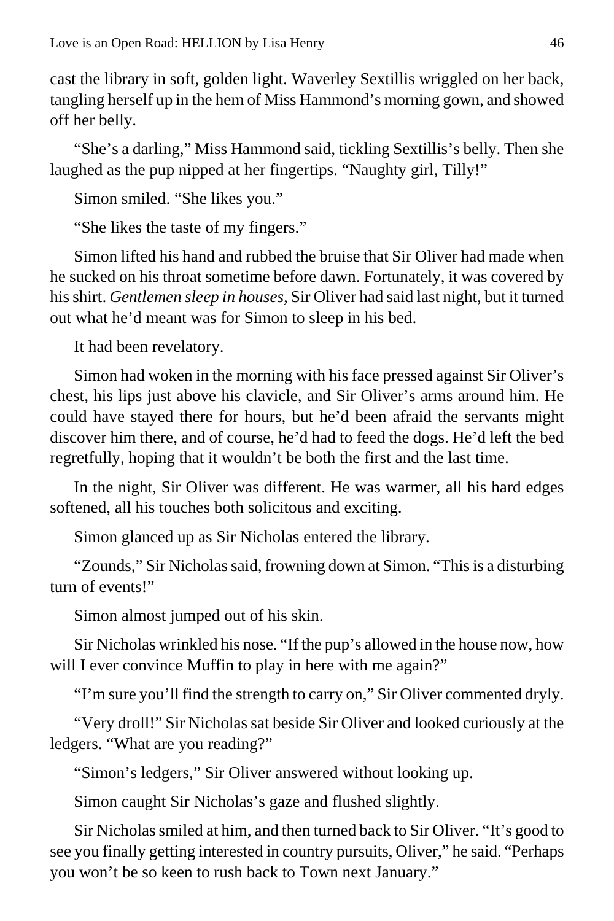cast the library in soft, golden light. Waverley Sextillis wriggled on her back, tangling herself up in the hem of Miss Hammond's morning gown, and showed off her belly.

"She's a darling," Miss Hammond said, tickling Sextillis's belly. Then she laughed as the pup nipped at her fingertips. "Naughty girl, Tilly!"

Simon smiled. "She likes you."

"She likes the taste of my fingers."

Simon lifted his hand and rubbed the bruise that Sir Oliver had made when he sucked on his throat sometime before dawn. Fortunately, it was covered by his shirt. *Gentlemen sleep in houses*, Sir Oliver had said last night, but it turned out what he'd meant was for Simon to sleep in his bed.

It had been revelatory.

Simon had woken in the morning with his face pressed against Sir Oliver's chest, his lips just above his clavicle, and Sir Oliver's arms around him. He could have stayed there for hours, but he'd been afraid the servants might discover him there, and of course, he'd had to feed the dogs. He'd left the bed regretfully, hoping that it wouldn't be both the first and the last time.

In the night, Sir Oliver was different. He was warmer, all his hard edges softened, all his touches both solicitous and exciting.

Simon glanced up as Sir Nicholas entered the library.

"Zounds," Sir Nicholas said, frowning down at Simon. "This is a disturbing turn of events!"

Simon almost jumped out of his skin.

Sir Nicholas wrinkled his nose. "If the pup's allowed in the house now, how will I ever convince Muffin to play in here with me again?"

"I'm sure you'll find the strength to carry on," Sir Oliver commented dryly.

"Very droll!" Sir Nicholas sat beside Sir Oliver and looked curiously at the ledgers. "What are you reading?"

"Simon's ledgers," Sir Oliver answered without looking up.

Simon caught Sir Nicholas's gaze and flushed slightly.

Sir Nicholas smiled at him, and then turned back to Sir Oliver. "It's good to see you finally getting interested in country pursuits, Oliver," he said. "Perhaps you won't be so keen to rush back to Town next January."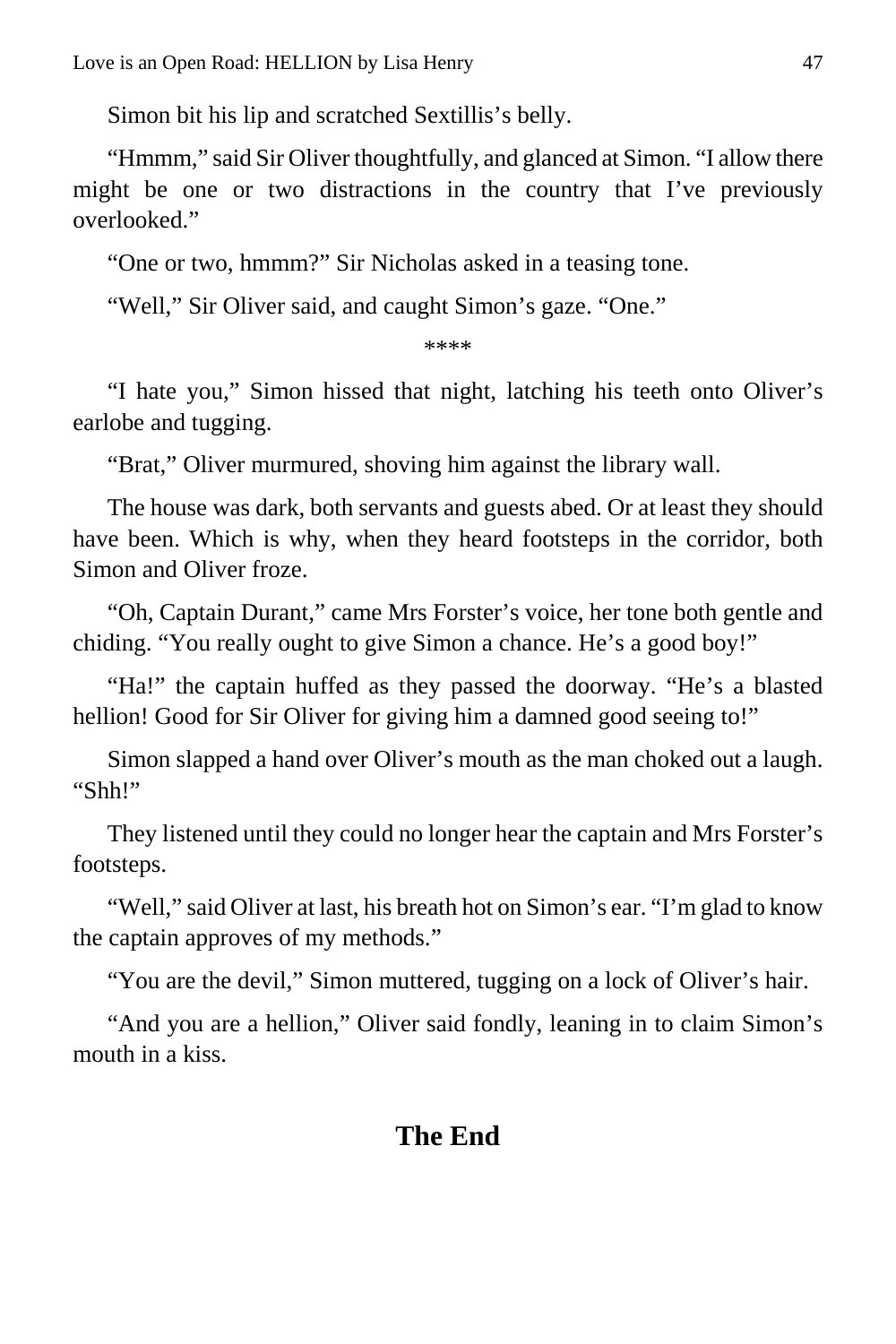Simon bit his lip and scratched Sextillis's belly.

"Hmmm," said Sir Oliver thoughtfully, and glanced at Simon. "I allow there might be one or two distractions in the country that I've previously overlooked."

"One or two, hmmm?" Sir Nicholas asked in a teasing tone.

"Well," Sir Oliver said, and caught Simon's gaze. "One."

\*\*\*\*

"I hate you," Simon hissed that night, latching his teeth onto Oliver's earlobe and tugging.

"Brat," Oliver murmured, shoving him against the library wall.

The house was dark, both servants and guests abed. Or at least they should have been. Which is why, when they heard footsteps in the corridor, both Simon and Oliver froze.

"Oh, Captain Durant," came Mrs Forster's voice, her tone both gentle and chiding. "You really ought to give Simon a chance. He's a good boy!"

"Ha!" the captain huffed as they passed the doorway. "He's a blasted hellion! Good for Sir Oliver for giving him a damned good seeing to!"

Simon slapped a hand over Oliver's mouth as the man choked out a laugh. "Shh!"

They listened until they could no longer hear the captain and Mrs Forster's footsteps.

"Well," said Oliver at last, his breath hot on Simon's ear. "I'm glad to know the captain approves of my methods."

"You are the devil," Simon muttered, tugging on a lock of Oliver's hair.

"And you are a hellion," Oliver said fondly, leaning in to claim Simon's mouth in a kiss.

## The End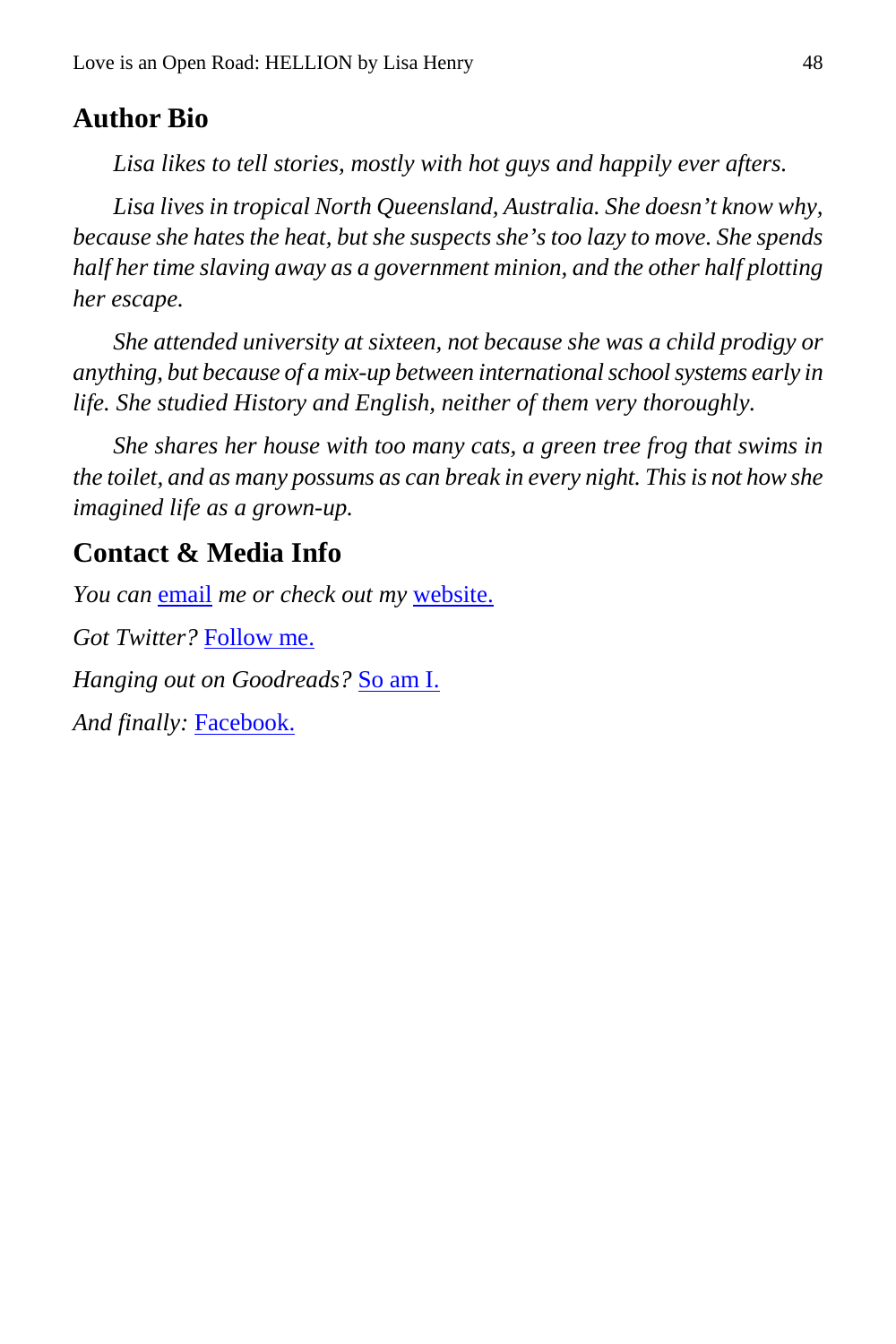## Author Bio

*Lisa likes to tell stories, mostly with hot guys and happily ever afters.*

*Lisa lives in tropical North Queensland, Australia. She doesn't know why, because she hates the heat, but she suspects she's too lazy to move. She spends half her time slaving away as a government minion, and the other half plotting her escape.*

*She attended university at sixteen, not because she was a child prodigy or anything, but because of a mix-up between international school systems early in life. She studied History and English, neither of them very thoroughly.*

*She shares her house with too many cats, a green tree frog that swims in the toilet, and as many possums as can break in every night. This is not how she imagined life as a grown-up.*

## Contact & Media Info

*You can* email *me or check out my* website.

*Got Twitter?* Follow me.

*Hanging out on Goodreads?* So am I.

*And finally:* Facebook.